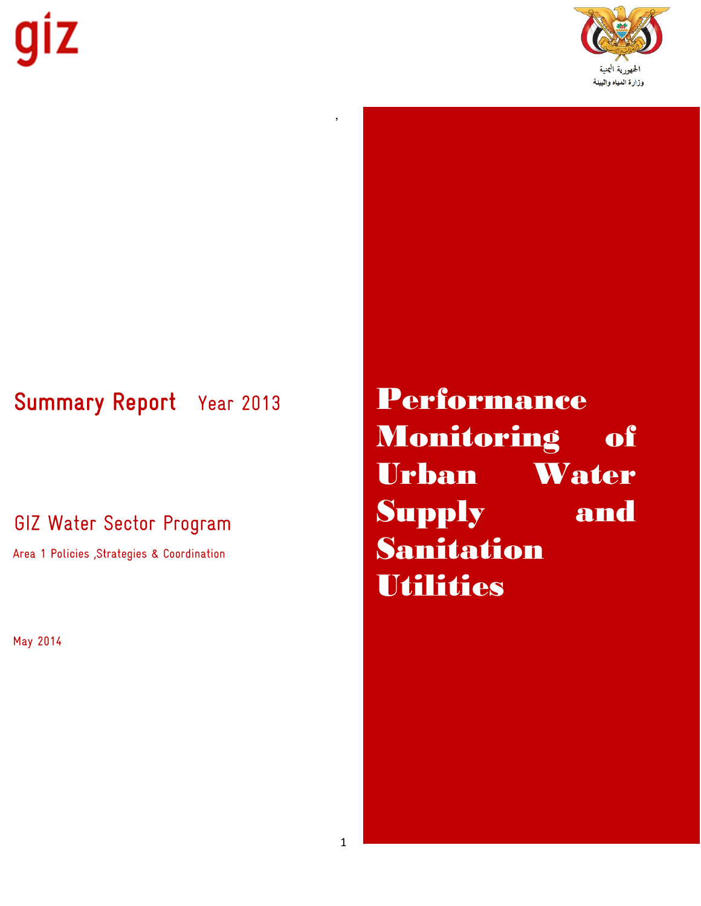giz

الجمهورية اليمنية
وزارة المياه والبيئة

# Performance Monitoring of Urban Water Supply and Sanitation Utilities

## Summary Report Year 2013

### GIZ Water Sector Program

Area 1 Policies ,Strategies & Coordination

May 2014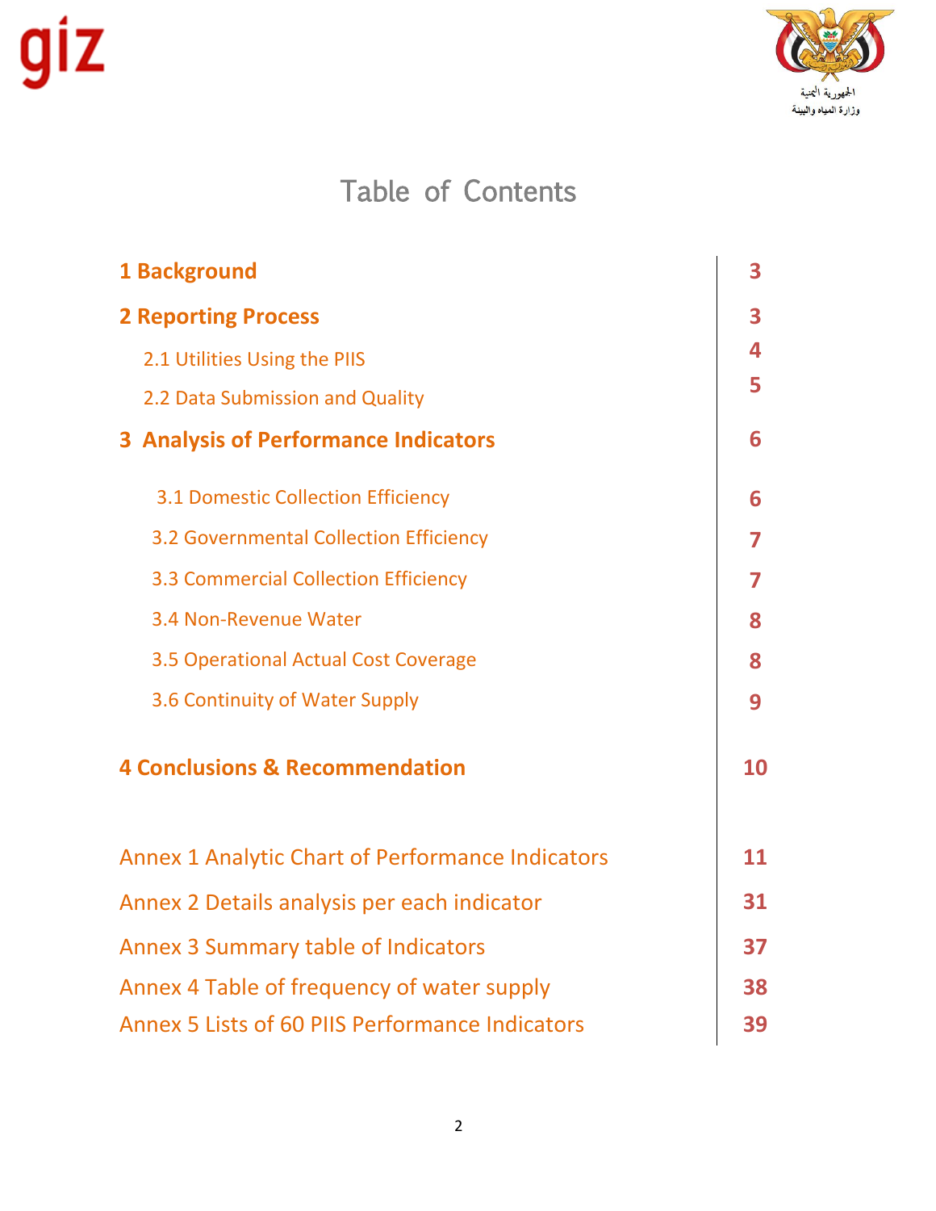# Table of Contents

| | |
|---|---|
| **1 Background** | **3** |
| **2 Reporting Process** | **3** |
| 2.1 Utilities Using the PIIS | **4** |
| 2.2 Data Submission and Quality | **5** |
| **3 Analysis of Performance Indicators** | **6** |
| 3.1 Domestic Collection Efficiency | **6** |
| 3.2 Governmental Collection Efficiency | **7** |
| 3.3 Commercial Collection Efficiency | **7** |
| 3.4 Non-Revenue Water | **8** |
| 3.5 Operational Actual Cost Coverage | **8** |
| 3.6 Continuity of Water Supply | **9** |
| **4 Conclusions & Recommendation** | **10** |
| Annex 1 Analytic Chart of Performance Indicators | **11** |
| Annex 2 Details analysis per each indicator | **31** |
| Annex 3 Summary table of Indicators | **37** |
| Annex 4 Table of frequency of water supply | **38** |
| Annex 5 Lists of 60 PIIS Performance Indicators | **39** |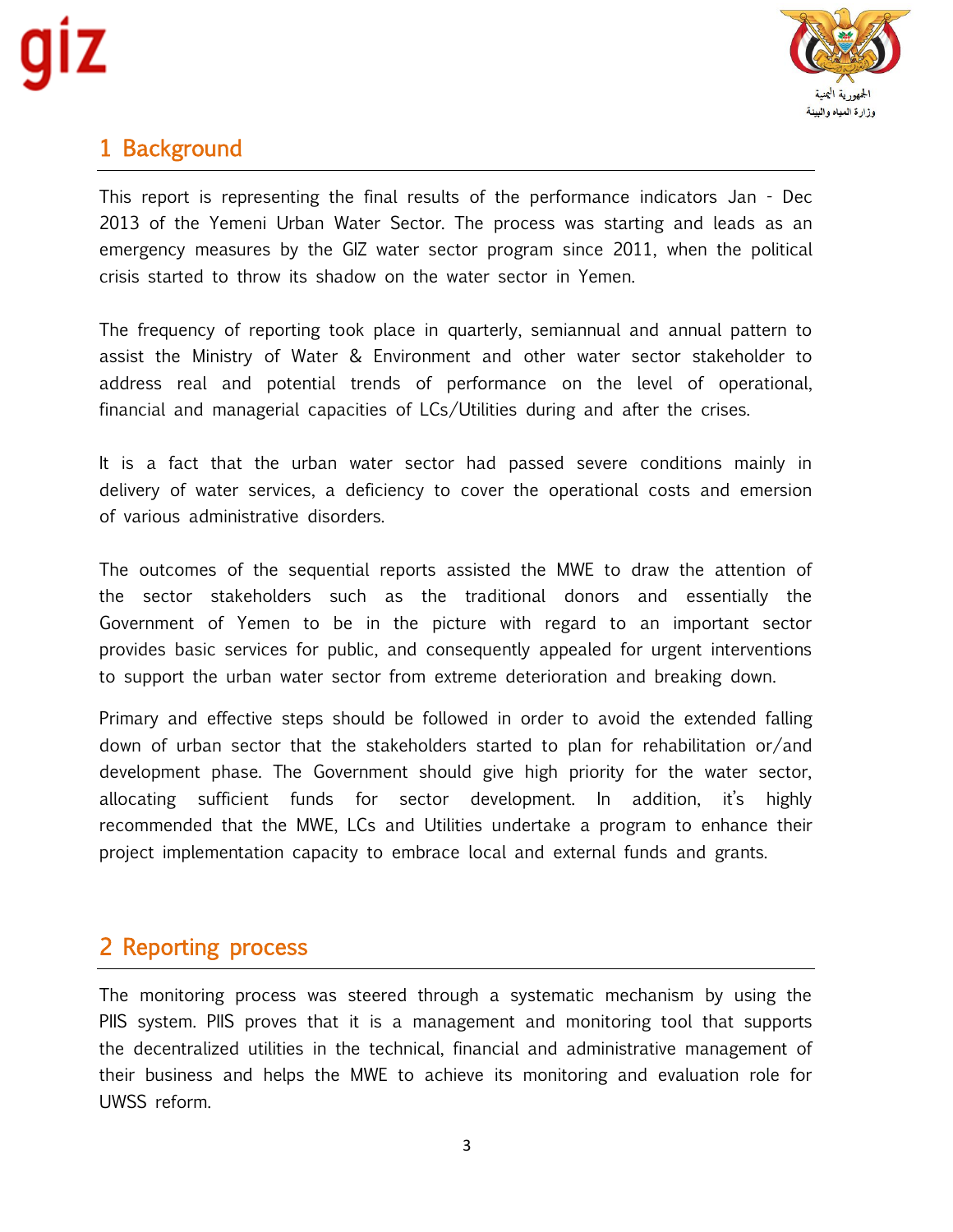# 1 Background

This report is representing the final results of the performance indicators Jan - Dec 2013 of the Yemeni Urban Water Sector. The process was starting and leads as an emergency measures by the GIZ water sector program since 2011, when the political crisis started to throw its shadow on the water sector in Yemen.

The frequency of reporting took place in quarterly, semiannual and annual pattern to assist the Ministry of Water & Environment and other water sector stakeholder to address real and potential trends of performance on the level of operational, financial and managerial capacities of LCs/Utilities during and after the crises.

It is a fact that the urban water sector had passed severe conditions mainly in delivery of water services, a deficiency to cover the operational costs and emersion of various administrative disorders.

The outcomes of the sequential reports assisted the MWE to draw the attention of the sector stakeholders such as the traditional donors and essentially the Government of Yemen to be in the picture with regard to an important sector provides basic services for public, and consequently appealed for urgent interventions to support the urban water sector from extreme deterioration and breaking down.

Primary and effective steps should be followed in order to avoid the extended falling down of urban sector that the stakeholders started to plan for rehabilitation or/and development phase. The Government should give high priority for the water sector, allocating sufficient funds for sector development. In addition, it's highly recommended that the MWE, LCs and Utilities undertake a program to enhance their project implementation capacity to embrace local and external funds and grants.

# 2 Reporting process

The monitoring process was steered through a systematic mechanism by using the PIIS system. PIIS proves that it is a management and monitoring tool that supports the decentralized utilities in the technical, financial and administrative management of their business and helps the MWE to achieve its monitoring and evaluation role for UWSS reform.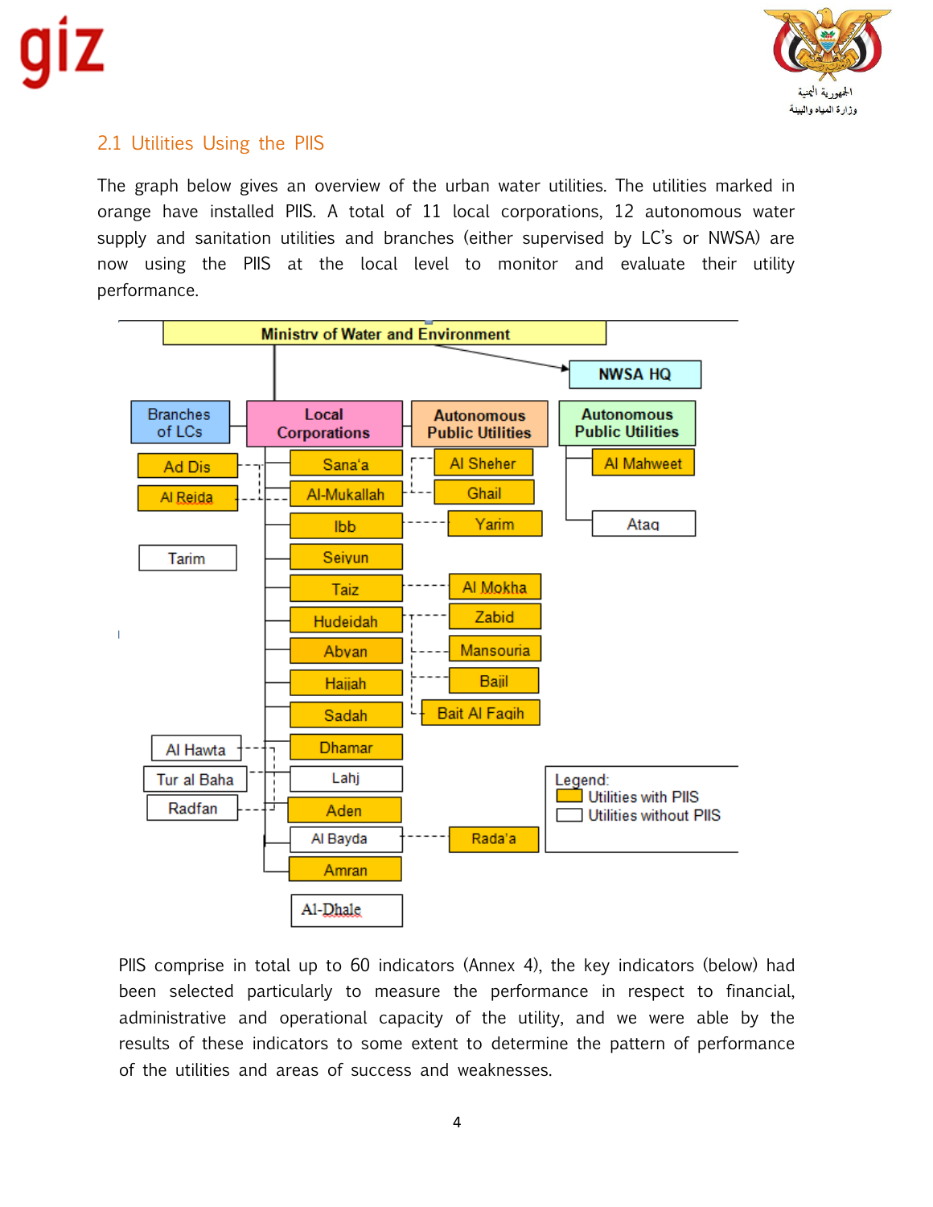## 2.1 Utilities Using the PIIS

The graph below gives an overview of the urban water utilities. The utilities marked in orange have installed PIIS. A total of 11 local corporations, 12 autonomous water supply and sanitation utilities and branches (either supervised by LC's or NWSA) are now using the PIIS at the local level to monitor and evaluate their utility performance.

Ministry of Water and Environment

NWSA HQ

| Branches of LCs | Local Corporations | Autonomous Public Utilities | Autonomous Public Utilities |
|---|---|---|---|
| Ad Dis | Sana'a | Al Sheher | Al Mahweet |
| Al Reida | Al-Mukallah | Ghail | Ataq |
| | Ibb | Yarim | |
| Tarim | Seiyun | | |
| | Taiz | Al Mokha | |
| | Hudeidah | Zabid | |
| | Abyan | Mansouria | |
| | Hajjah | Bajil | |
| | Sadah | Bait Al Faqih | |
| Al Hawta | Dhamar | | |
| Tur al Baha | Lahj | | |
| Radfan | Aden | | |
| | Al Bayda | Rada'a | |
| | Amran | | |
| | Al-Dhale | | |

Legend:
Utilities with PIIS
Utilities without PIIS

PIIS comprise in total up to 60 indicators (Annex 4), the key indicators (below) had been selected particularly to measure the performance in respect to financial, administrative and operational capacity of the utility, and we were able by the results of these indicators to some extent to determine the pattern of performance of the utilities and areas of success and weaknesses.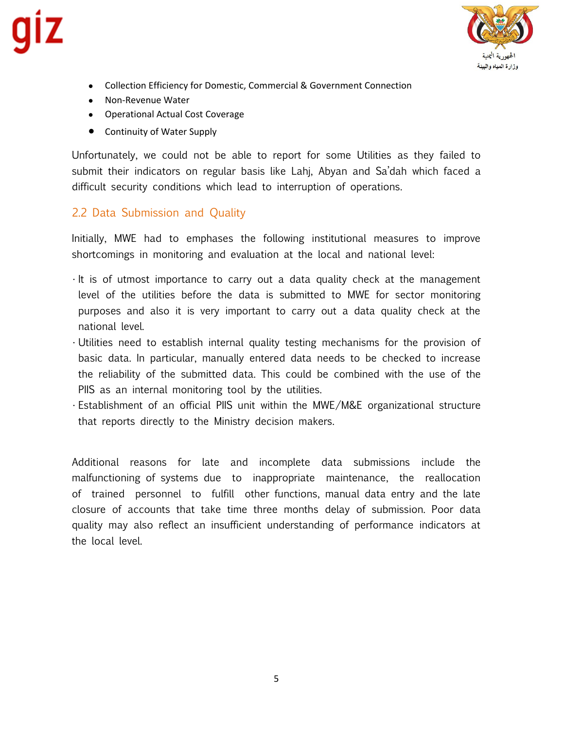- Collection Efficiency for Domestic, Commercial & Government Connection
- Non-Revenue Water
- Operational Actual Cost Coverage
- Continuity of Water Supply

Unfortunately, we could not be able to report for some Utilities as they failed to submit their indicators on regular basis like Lahj, Abyan and Sa'dah which faced a difficult security conditions which lead to interruption of operations.

## 2.2 Data Submission and Quality

Initially, MWE had to emphases the following institutional measures to improve shortcomings in monitoring and evaluation at the local and national level:

- It is of utmost importance to carry out a data quality check at the management level of the utilities before the data is submitted to MWE for sector monitoring purposes and also it is very important to carry out a data quality check at the national level.
- Utilities need to establish internal quality testing mechanisms for the provision of basic data. In particular, manually entered data needs to be checked to increase the reliability of the submitted data. This could be combined with the use of the PIIS as an internal monitoring tool by the utilities.
- Establishment of an official PIIS unit within the MWE/M&E organizational structure that reports directly to the Ministry decision makers.

Additional reasons for late and incomplete data submissions include the malfunctioning of systems due to inappropriate maintenance, the reallocation of trained personnel to fulfill other functions, manual data entry and the late closure of accounts that take time three months delay of submission. Poor data quality may also reflect an insufficient understanding of performance indicators at the local level.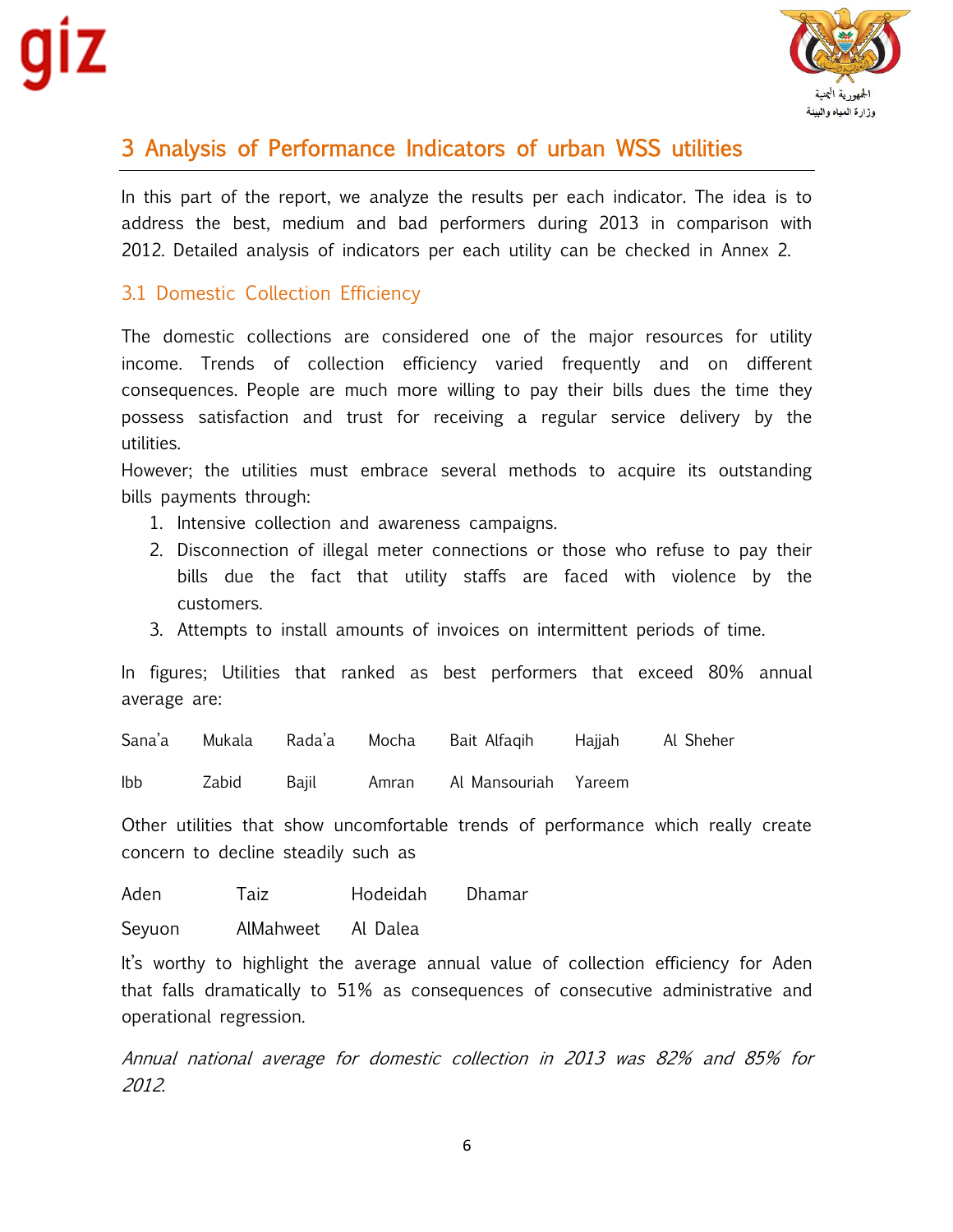# 3 Analysis of Performance Indicators of urban WSS utilities

In this part of the report, we analyze the results per each indicator. The idea is to address the best, medium and bad performers during 2013 in comparison with 2012. Detailed analysis of indicators per each utility can be checked in Annex 2.

## 3.1 Domestic Collection Efficiency

The domestic collections are considered one of the major resources for utility income. Trends of collection efficiency varied frequently and on different consequences. People are much more willing to pay their bills dues the time they possess satisfaction and trust for receiving a regular service delivery by the utilities.

However; the utilities must embrace several methods to acquire its outstanding bills payments through:

1. Intensive collection and awareness campaigns.
2. Disconnection of illegal meter connections or those who refuse to pay their bills due the fact that utility staffs are faced with violence by the customers.
3. Attempts to install amounts of invoices on intermittent periods of time.

In figures; Utilities that ranked as best performers that exceed 80% annual average are:

| | | | | | | |
|---|---|---|---|---|---|---|
| Sana'a | Mukala | Rada'a | Mocha | Bait Alfaqih | Hajjah | Al Sheher |
| Ibb | Zabid | Bajil | Amran | Al Mansouriah | Yareem | |

Other utilities that show uncomfortable trends of performance which really create concern to decline steadily such as

| | | | |
|---|---|---|---|
| Aden | Taiz | Hodeidah | Dhamar |
| Seyuon | AlMahweet | Al Dalea | |

It's worthy to highlight the average annual value of collection efficiency for Aden that falls dramatically to 51% as consequences of consecutive administrative and operational regression.

*Annual national average for domestic collection in 2013 was 82% and 85% for 2012.*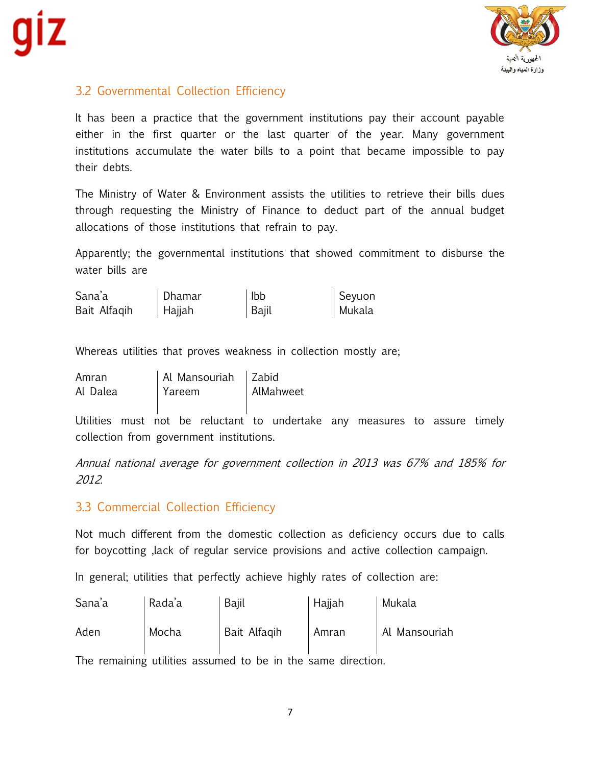### 3.2 Governmental Collection Efficiency

It has been a practice that the government institutions pay their account payable either in the first quarter or the last quarter of the year. Many government institutions accumulate the water bills to a point that became impossible to pay their debts.

The Ministry of Water & Environment assists the utilities to retrieve their bills dues through requesting the Ministry of Finance to deduct part of the annual budget allocations of those institutions that refrain to pay.

Apparently; the governmental institutions that showed commitment to disburse the water bills are

| | | | |
|---|---|---|---|
| Sana'a | Dhamar | Ibb | Seyuon |
| Bait Alfaqih | Hajjah | Bajil | Mukala |

Whereas utilities that proves weakness in collection mostly are;

| | | |
|---|---|---|
| Amran | Al Mansouriah | Zabid |
| Al Dalea | Yareem | AlMahweet |

Utilities must not be reluctant to undertake any measures to assure timely collection from government institutions.

*Annual national average for government collection in 2013 was 67% and 185% for 2012.*

### 3.3 Commercial Collection Efficiency

Not much different from the domestic collection as deficiency occurs due to calls for boycotting ,lack of regular service provisions and active collection campaign.

In general; utilities that perfectly achieve highly rates of collection are:

| | | | | |
|---|---|---|---|---|
| Sana'a | Rada'a | Bajil | Hajjah | Mukala |
| Aden | Mocha | Bait Alfaqih | Amran | Al Mansouriah |

The remaining utilities assumed to be in the same direction.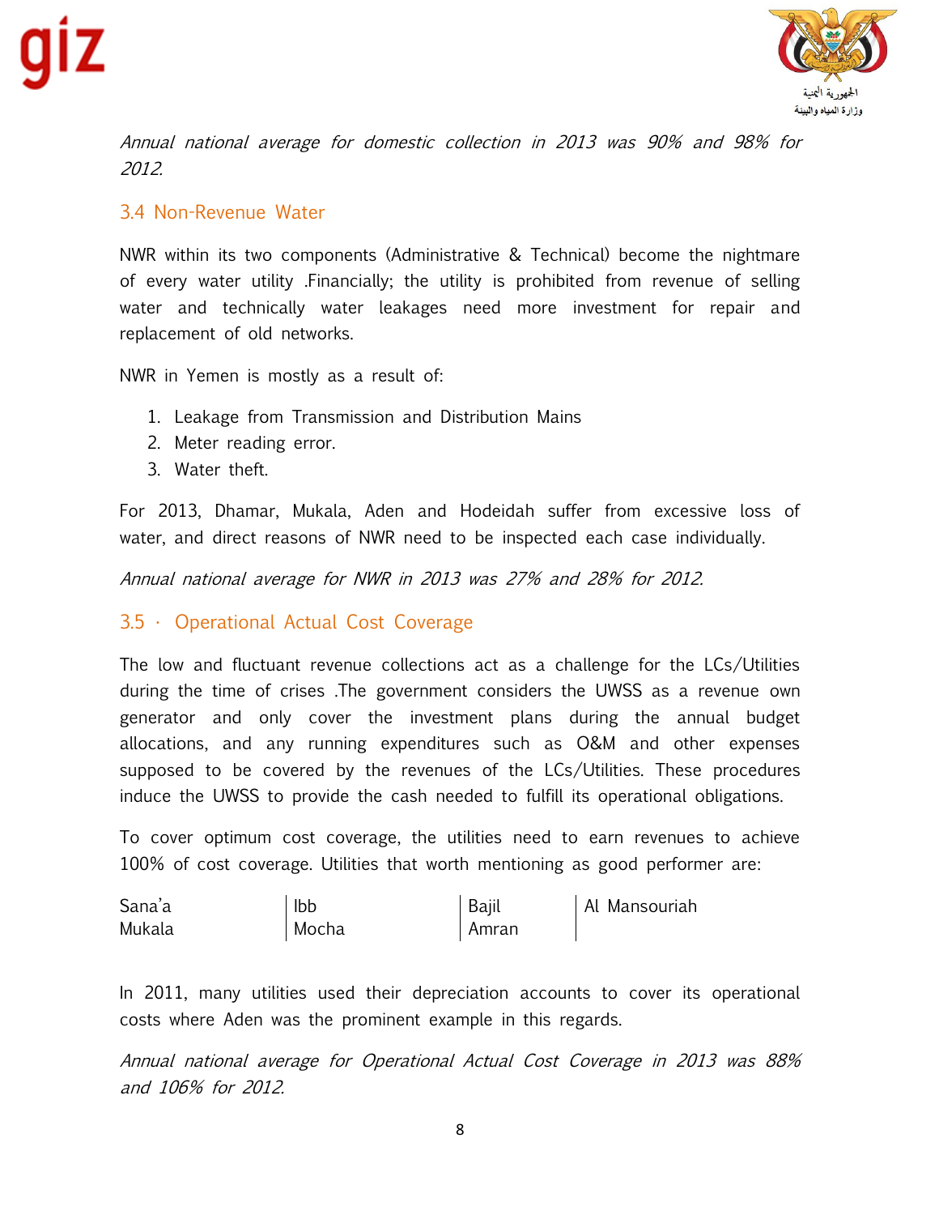*Annual national average for domestic collection in 2013 was 90% and 98% for 2012.*

### 3.4 Non-Revenue Water

NWR within its two components (Administrative & Technical) become the nightmare of every water utility .Financially; the utility is prohibited from revenue of selling water and technically water leakages need more investment for repair and replacement of old networks.

NWR in Yemen is mostly as a result of:

1. Leakage from Transmission and Distribution Mains
2. Meter reading error.
3. Water theft.

For 2013, Dhamar, Mukala, Aden and Hodeidah suffer from excessive loss of water, and direct reasons of NWR need to be inspected each case individually.

*Annual national average for NWR in 2013 was 27% and 28% for 2012.*

### 3.5 · Operational Actual Cost Coverage

The low and fluctuant revenue collections act as a challenge for the LCs/Utilities during the time of crises .The government considers the UWSS as a revenue own generator and only cover the investment plans during the annual budget allocations, and any running expenditures such as O&M and other expenses supposed to be covered by the revenues of the LCs/Utilities. These procedures induce the UWSS to provide the cash needed to fulfill its operational obligations.

To cover optimum cost coverage, the utilities need to earn revenues to achieve 100% of cost coverage. Utilities that worth mentioning as good performer are:

| | | | |
|---|---|---|---|
| Sana'a | Ibb | Bajil | Al Mansouriah |
| Mukala | Mocha | Amran | |

In 2011, many utilities used their depreciation accounts to cover its operational costs where Aden was the prominent example in this regards.

*Annual national average for Operational Actual Cost Coverage in 2013 was 88% and 106% for 2012.*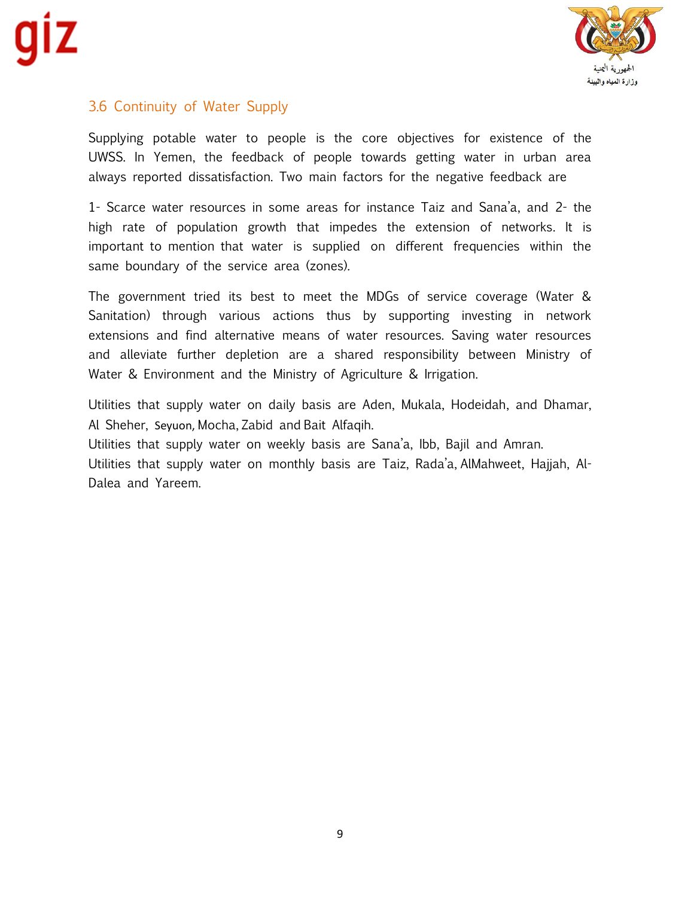## 3.6 Continuity of Water Supply

Supplying potable water to people is the core objectives for existence of the UWSS. In Yemen, the feedback of people towards getting water in urban area always reported dissatisfaction. Two main factors for the negative feedback are

1- Scarce water resources in some areas for instance Taiz and Sana'a, and 2- the high rate of population growth that impedes the extension of networks. It is important to mention that water is supplied on different frequencies within the same boundary of the service area (zones).

The government tried its best to meet the MDGs of service coverage (Water & Sanitation) through various actions thus by supporting investing in network extensions and find alternative means of water resources. Saving water resources and alleviate further depletion are a shared responsibility between Ministry of Water & Environment and the Ministry of Agriculture & Irrigation.

Utilities that supply water on daily basis are Aden, Mukala, Hodeidah, and Dhamar, Al Sheher, Seyuon, Mocha, Zabid and Bait Alfaqih.
Utilities that supply water on weekly basis are Sana'a, Ibb, Bajil and Amran.
Utilities that supply water on monthly basis are Taiz, Rada'a, AlMahweet, Hajjah, Al-Dalea and Yareem.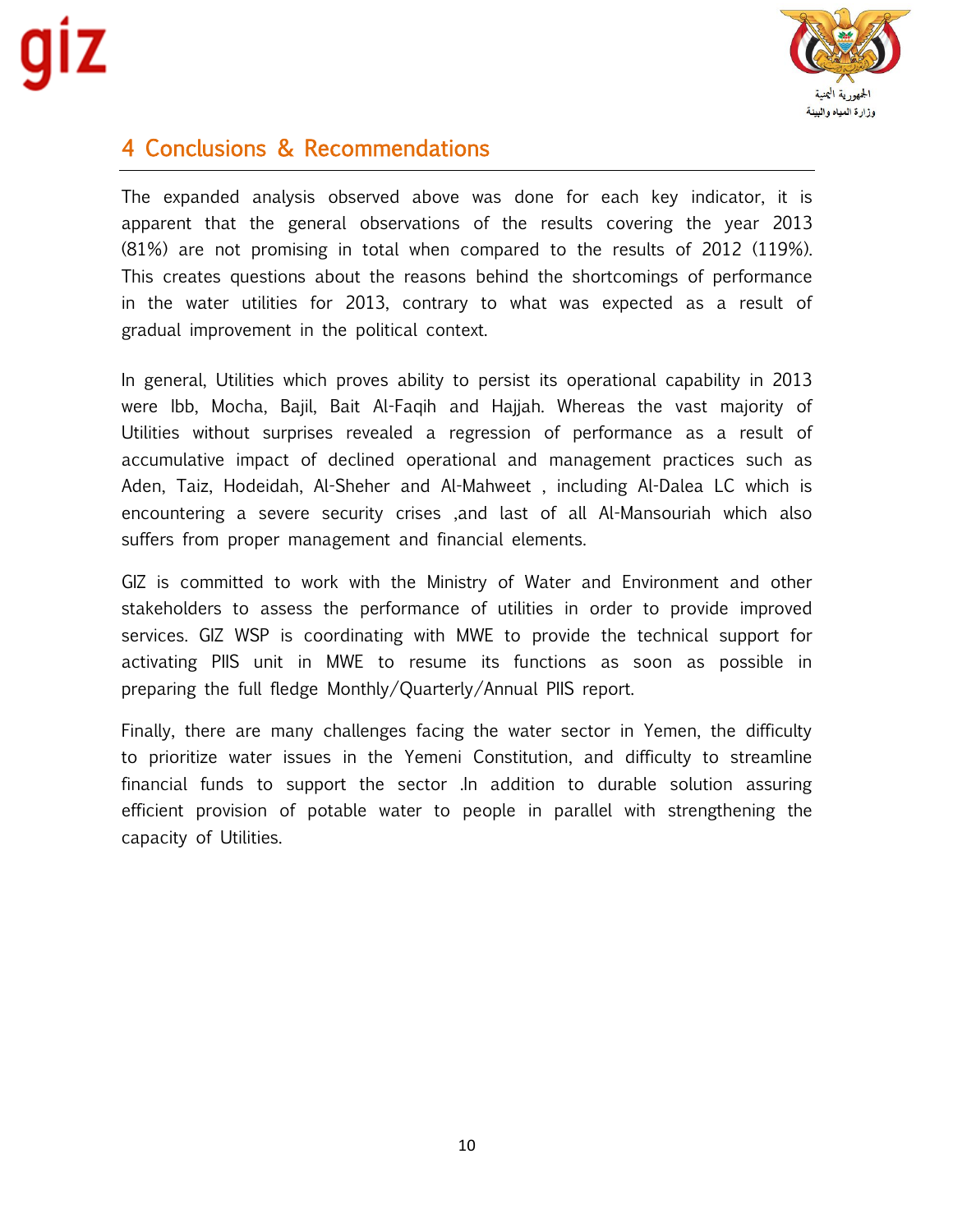# 4 Conclusions & Recommendations

The expanded analysis observed above was done for each key indicator, it is apparent that the general observations of the results covering the year 2013 (81%) are not promising in total when compared to the results of 2012 (119%). This creates questions about the reasons behind the shortcomings of performance in the water utilities for 2013, contrary to what was expected as a result of gradual improvement in the political context.

In general, Utilities which proves ability to persist its operational capability in 2013 were Ibb, Mocha, Bajil, Bait Al-Faqih and Hajjah. Whereas the vast majority of Utilities without surprises revealed a regression of performance as a result of accumulative impact of declined operational and management practices such as Aden, Taiz, Hodeidah, Al-Sheher and Al-Mahweet , including Al-Dalea LC which is encountering a severe security crises ,and last of all Al-Mansouriah which also suffers from proper management and financial elements.

GIZ is committed to work with the Ministry of Water and Environment and other stakeholders to assess the performance of utilities in order to provide improved services. GIZ WSP is coordinating with MWE to provide the technical support for activating PIIS unit in MWE to resume its functions as soon as possible in preparing the full fledge Monthly/Quarterly/Annual PIIS report.

Finally, there are many challenges facing the water sector in Yemen, the difficulty to prioritize water issues in the Yemeni Constitution, and difficulty to streamline financial funds to support the sector .In addition to durable solution assuring efficient provision of potable water to people in parallel with strengthening the capacity of Utilities.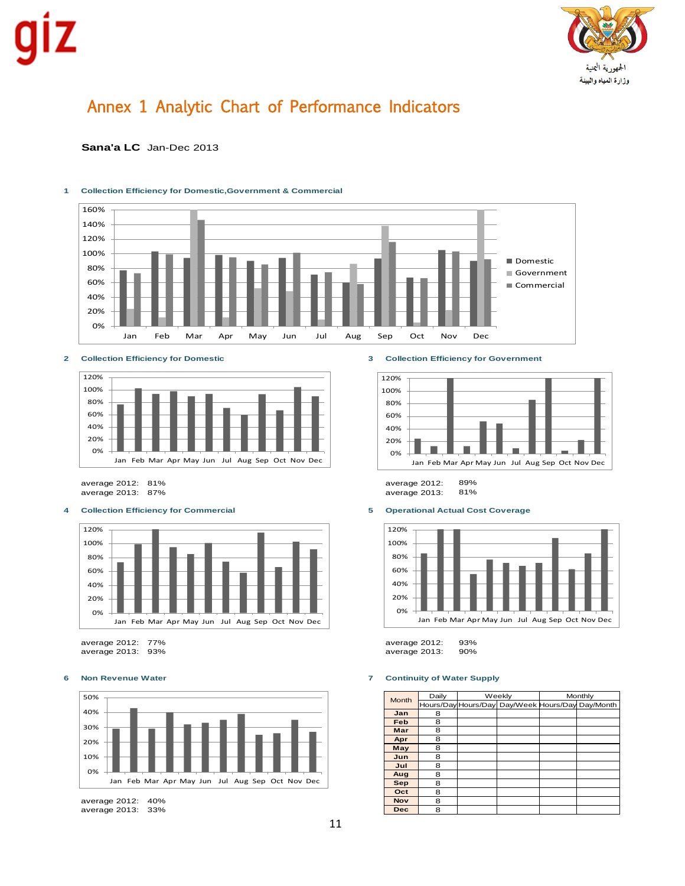giz

الجمهورية اليمنية
وزارة المياه والبيئة

# Annex 1 Analytic Chart of Performance Indicators

**Sana'a LC** Jan-Dec 2013

**1 Collection Efficiency for Domestic,Government & Commercial**

**2 Collection Efficiency for Domestic**

average 2012: 81%
average 2013: 87%

**3 Collection Efficiency for Government**

average 2012: 89%
average 2013: 81%

**4 Collection Efficiency for Commercial**

average 2012: 77%
average 2013: 93%

**5 Operational Actual Cost Coverage**

average 2012: 93%
average 2013: 90%

**6 Non Revenue Water**

average 2012: 40%
average 2013: 33%

**7 Continuity of Water Supply**

| Month | Daily | Weekly | | Monthly | |
|---|---|---|---|---|---|
| | Hours/Day | Hours/Day | Day/Week | Hours/Day | Day/Month |
| Jan | 8 | | | | |
| Feb | 8 | | | | |
| Mar | 8 | | | | |
| Apr | 8 | | | | |
| May | 8 | | | | |
| Jun | 8 | | | | |
| Jul | 8 | | | | |
| Aug | 8 | | | | |
| Sep | 8 | | | | |
| Oct | 8 | | | | |
| Nov | 8 | | | | |
| Dec | 8 | | | | |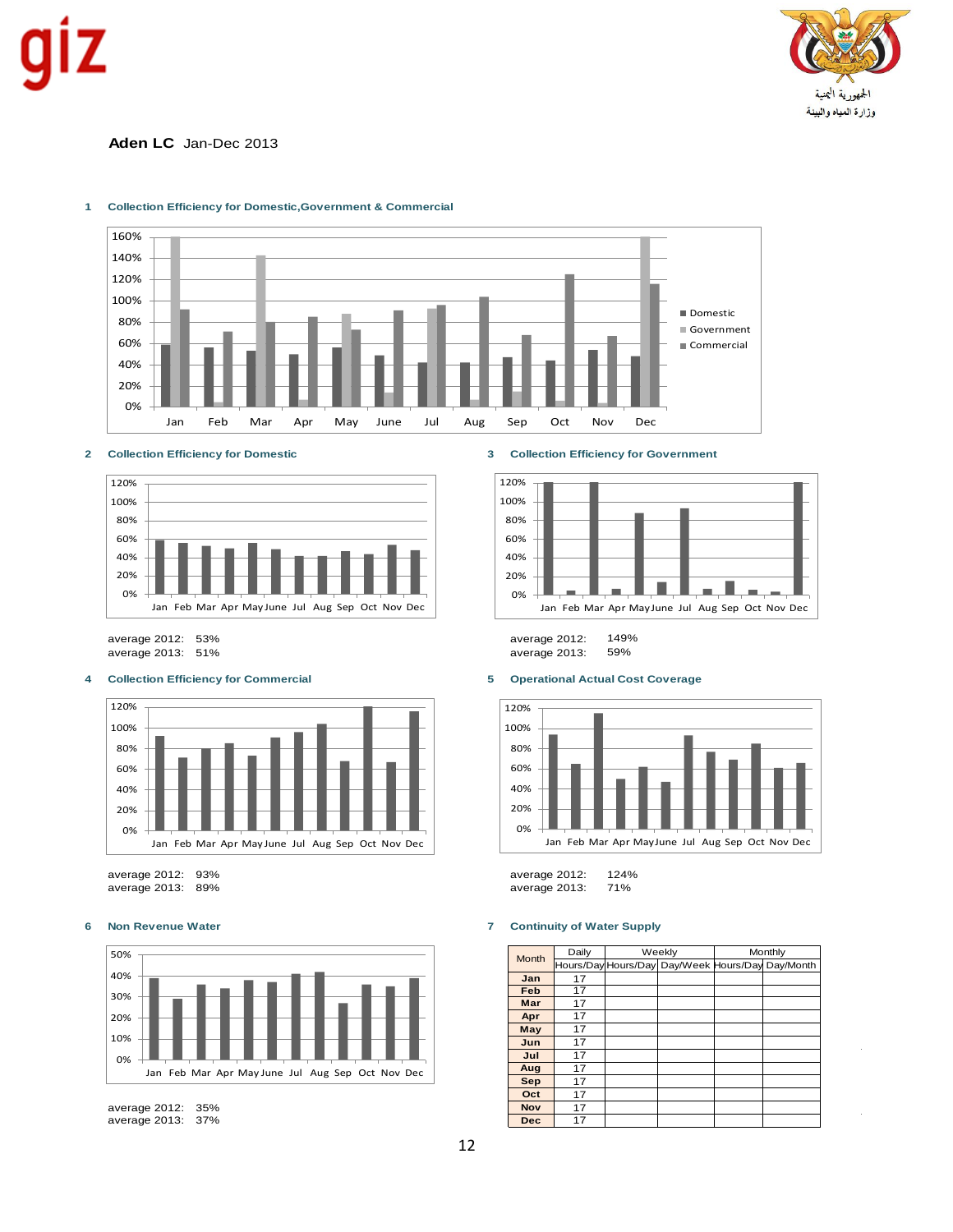**Aden LC** Jan-Dec 2013

1 **Collection Efficiency for Domestic,Government & Commercial**

2 **Collection Efficiency for Domestic**

average 2012: 53%
average 2013: 51%

3 **Collection Efficiency for Government**

average 2012: 149%
average 2013: 59%

4 **Collection Efficiency for Commercial**

average 2012: 93%
average 2013: 89%

5 **Operational Actual Cost Coverage**

average 2012: 124%
average 2013: 71%

6 **Non Revenue Water**

average 2012: 35%
average 2013: 37%

7 **Continuity of Water Supply**

| Month | Daily | Weekly | | Monthly | |
|---|---|---|---|---|---|
| | Hours/Day | Hours/Day | Day/Week | Hours/Day | Day/Month |
| Jan | 17 | | | | |
| Feb | 17 | | | | |
| Mar | 17 | | | | |
| Apr | 17 | | | | |
| May | 17 | | | | |
| Jun | 17 | | | | |
| Jul | 17 | | | | |
| Aug | 17 | | | | |
| Sep | 17 | | | | |
| Oct | 17 | | | | |
| Nov | 17 | | | | |
| Dec | 17 | | | | |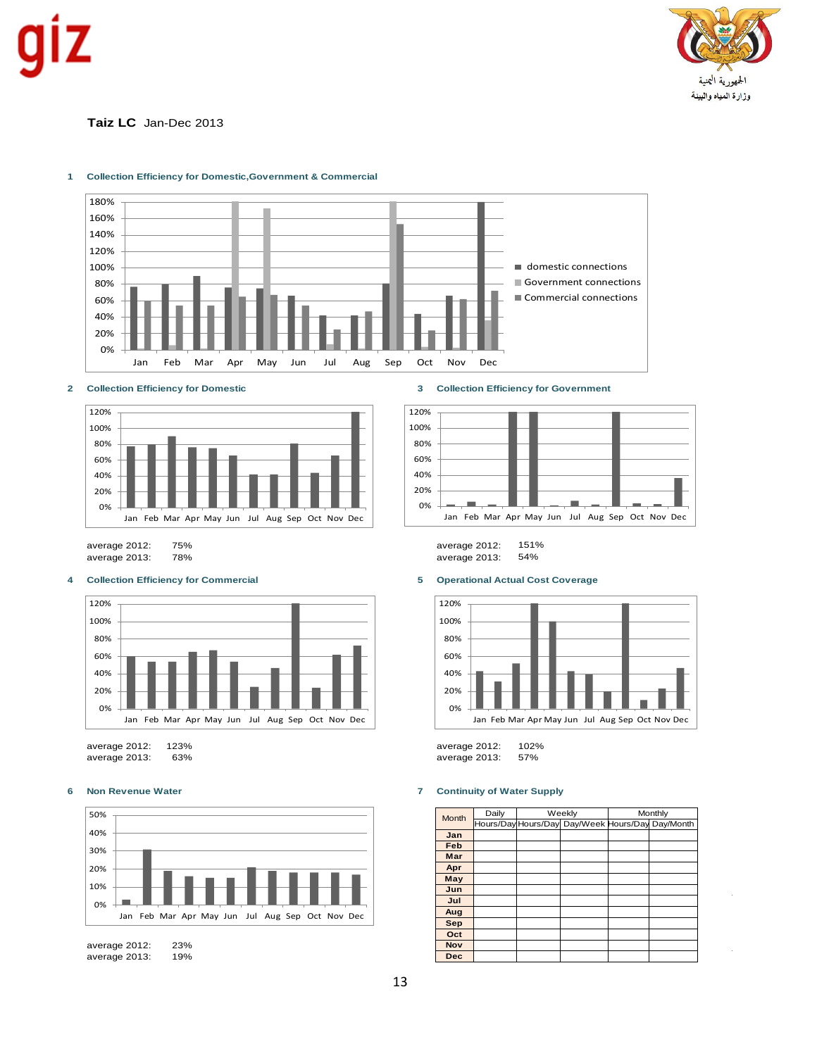giz

الجمهورية اليمنية
وزارة المياه والبيئة

**Taiz LC** Jan-Dec 2013

### 1 Collection Efficiency for Domestic,Government & Commercial

### 2 Collection Efficiency for Domestic

average 2012: 75%
average 2013: 78%

### 3 Collection Efficiency for Government

average 2012: 151%
average 2013: 54%

### 4 Collection Efficiency for Commercial

average 2012: 123%
average 2013: 63%

### 5 Operational Actual Cost Coverage

average 2012: 102%
average 2013: 57%

### 6 Non Revenue Water

average 2012: 23%
average 2013: 19%

### 7 Continuity of Water Supply

| Month | Daily | Weekly | | Monthly | |
|---|---|---|---|---|---|
| | Hours/Day | Hours/Day | Day/Week | Hours/Day | Day/Month |
| **Jan** | | | | | |
| **Feb** | | | | | |
| **Mar** | | | | | |
| **Apr** | | | | | |
| **May** | | | | | |
| **Jun** | | | | | |
| **Jul** | | | | | |
| **Aug** | | | | | |
| **Sep** | | | | | |
| **Oct** | | | | | |
| **Nov** | | | | | |
| **Dec** | | | | | |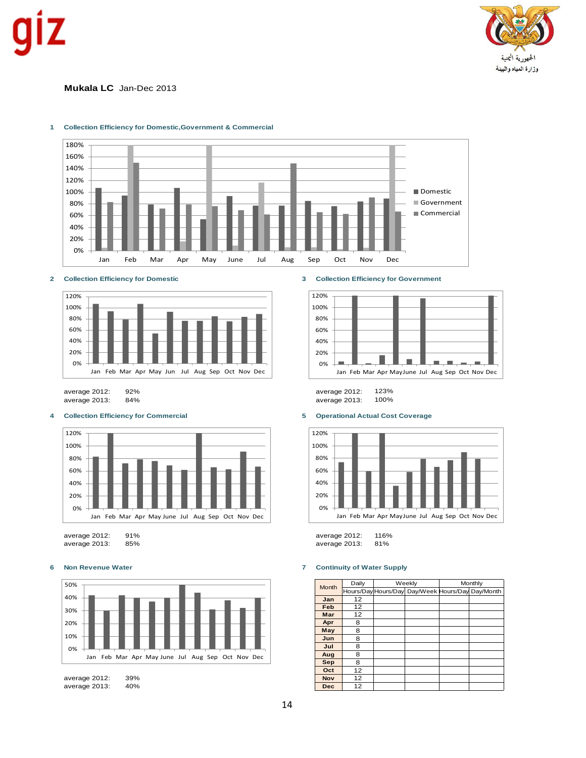giz

الجمهورية اليمنية
وزارة المياه والبيئة

**Mukala LC** Jan-Dec 2013

### 1 Collection Efficiency for Domestic,Government & Commercial

### 2 Collection Efficiency for Domestic

average 2012: 92%
average 2013: 84%

### 3 Collection Efficiency for Government

average 2012: 123%
average 2013: 100%

### 4 Collection Efficiency for Commercial

average 2012: 91%
average 2013: 85%

### 5 Operational Actual Cost Coverage

average 2012: 116%
average 2013: 81%

### 6 Non Revenue Water

average 2012: 39%
average 2013: 40%

### 7 Continuity of Water Supply

| Month | Daily | Weekly | | Monthly | |
|---|---|---|---|---|---|
| | Hours/Day | Hours/Day | Day/Week | Hours/Day | Day/Month |
| Jan | 12 | | | | |
| Feb | 12 | | | | |
| Mar | 12 | | | | |
| Apr | 8 | | | | |
| May | 8 | | | | |
| Jun | 8 | | | | |
| Jul | 8 | | | | |
| Aug | 8 | | | | |
| Sep | 8 | | | | |
| Oct | 12 | | | | |
| Nov | 12 | | | | |
| Dec | 12 | | | | |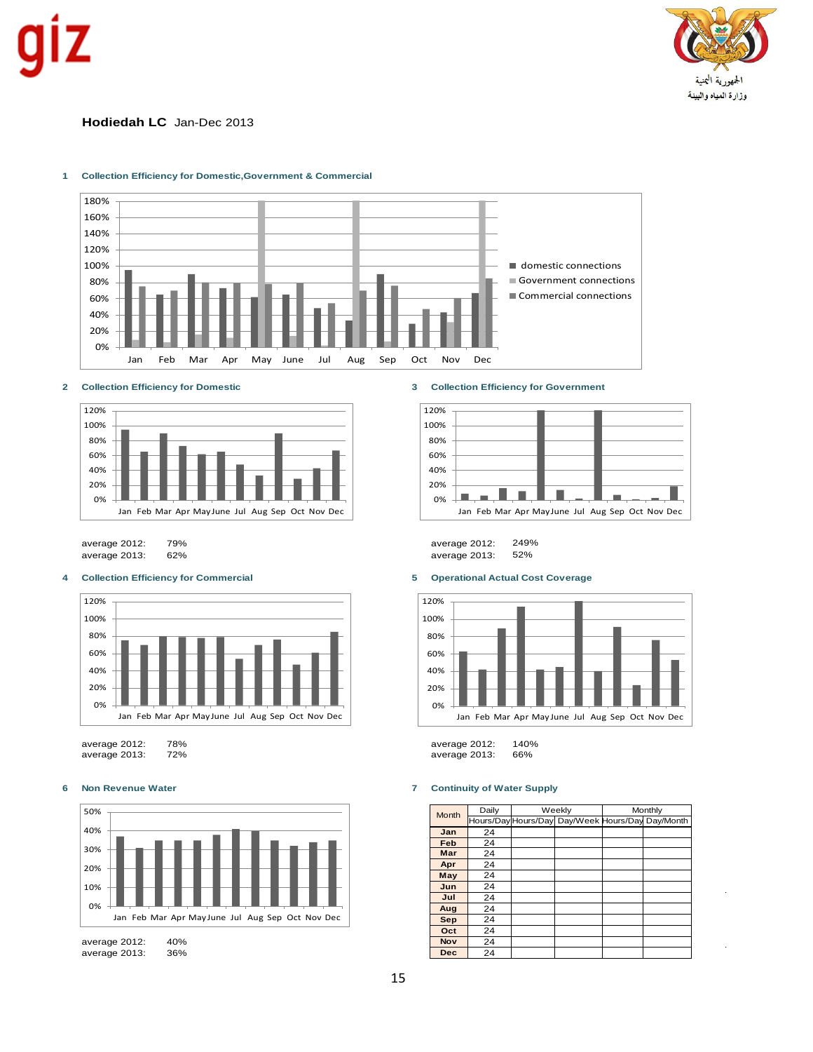giz

الجمهورية اليمنية
وزارة المياه والبيئة

**Hodiedah LC** Jan-Dec 2013

### 1 Collection Efficiency for Domestic,Government & Commercial

### 2 Collection Efficiency for Domestic

average 2012: 79%
average 2013: 62%

### 3 Collection Efficiency for Government

average 2012: 249%
average 2013: 52%

### 4 Collection Efficiency for Commercial

average 2012: 78%
average 2013: 72%

### 5 Operational Actual Cost Coverage

average 2012: 140%
average 2013: 66%

### 6 Non Revenue Water

average 2012: 40%
average 2013: 36%

### 7 Continuity of Water Supply

| Month | Daily | Weekly | | Monthly | |
|---|---|---|---|---|---|
| | Hours/Day | Hours/Day | Day/Week | Hours/Day | Day/Month |
| **Jan** | 24 | | | | |
| **Feb** | 24 | | | | |
| **Mar** | 24 | | | | |
| **Apr** | 24 | | | | |
| **May** | 24 | | | | |
| **Jun** | 24 | | | | |
| **Jul** | 24 | | | | |
| **Aug** | 24 | | | | |
| **Sep** | 24 | | | | |
| **Oct** | 24 | | | | |
| **Nov** | 24 | | | | |
| **Dec** | 24 | | | | |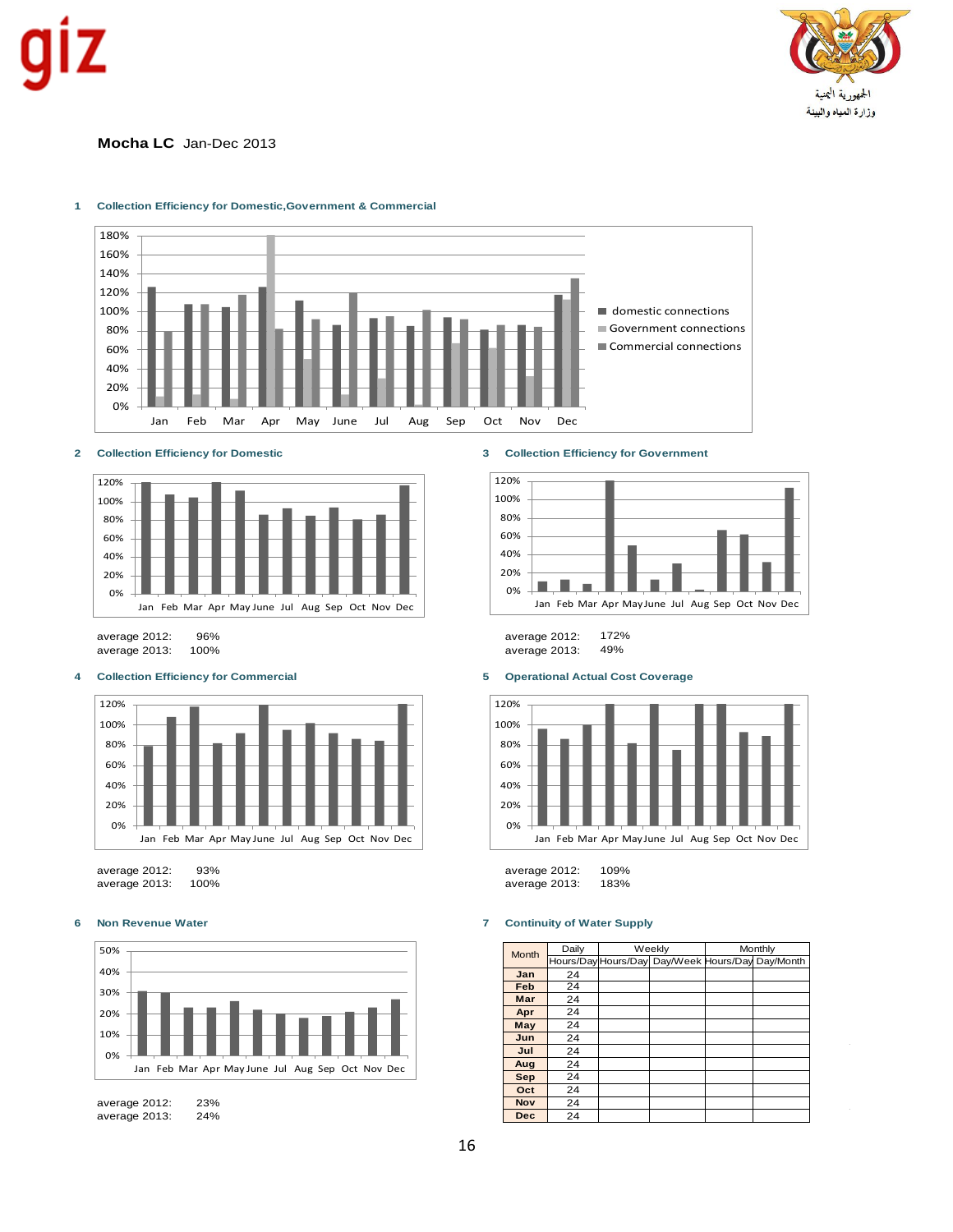giz

الجمهورية اليمنية
وزارة المياه والبيئة

**Mocha LC** Jan-Dec 2013

### 1 Collection Efficiency for Domestic,Government & Commercial

### 2 Collection Efficiency for Domestic

average 2012: 96%
average 2013: 100%

### 3 Collection Efficiency for Government

average 2012: 172%
average 2013: 49%

### 4 Collection Efficiency for Commercial

average 2012: 93%
average 2013: 100%

### 5 Operational Actual Cost Coverage

average 2012: 109%
average 2013: 183%

### 6 Non Revenue Water

average 2012: 23%
average 2013: 24%

### 7 Continuity of Water Supply

| Month | Daily | Weekly | | Monthly | |
|---|---|---|---|---|---|
| | Hours/Day | Hours/Day | Day/Week | Hours/Day | Day/Month |
| Jan | 24 | | | | |
| Feb | 24 | | | | |
| Mar | 24 | | | | |
| Apr | 24 | | | | |
| May | 24 | | | | |
| Jun | 24 | | | | |
| Jul | 24 | | | | |
| Aug | 24 | | | | |
| Sep | 24 | | | | |
| Oct | 24 | | | | |
| Nov | 24 | | | | |
| Dec | 24 | | | | |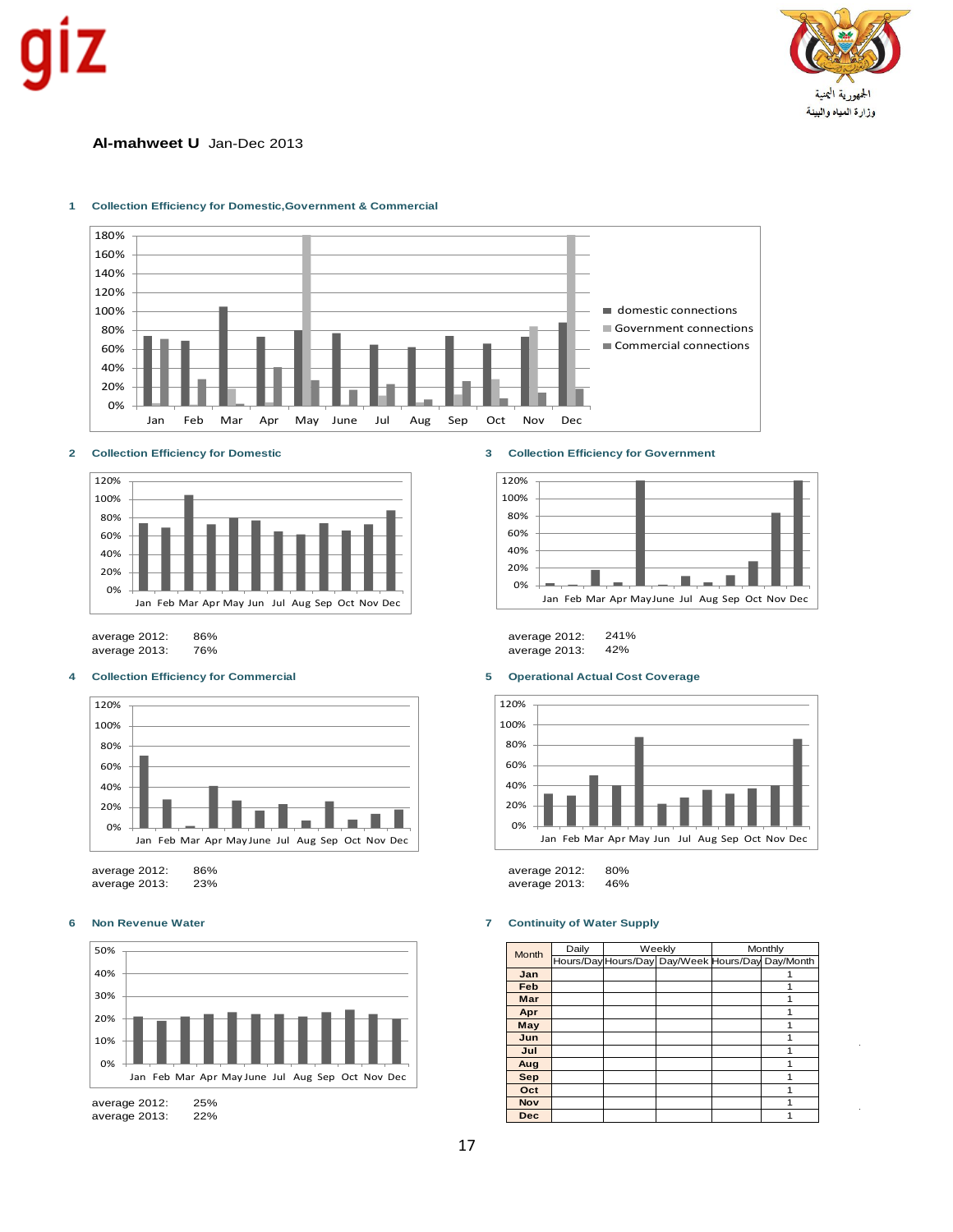giz

الجمهورية اليمنية
وزارة المياه والبيئة

**Al-mahweet U** Jan-Dec 2013

### 1 Collection Efficiency for Domestic,Government & Commercial

### 2 Collection Efficiency for Domestic

average 2012: 86%
average 2013: 76%

### 3 Collection Efficiency for Government

average 2012: 241%
average 2013: 42%

### 4 Collection Efficiency for Commercial

average 2012: 86%
average 2013: 23%

### 5 Operational Actual Cost Coverage

average 2012: 80%
average 2013: 46%

### 6 Non Revenue Water

average 2012: 25%
average 2013: 22%

### 7 Continuity of Water Supply

| Month | Daily | Weekly | | Monthly | |
|---|---|---|---|---|---|
| | Hours/Day | Hours/Day | Day/Week | Hours/Day | Day/Month |
| Jan | | | | | 1 |
| Feb | | | | | 1 |
| Mar | | | | | 1 |
| Apr | | | | | 1 |
| May | | | | | 1 |
| Jun | | | | | 1 |
| Jul | | | | | 1 |
| Aug | | | | | 1 |
| Sep | | | | | 1 |
| Oct | | | | | 1 |
| Nov | | | | | 1 |
| Dec | | | | | 1 |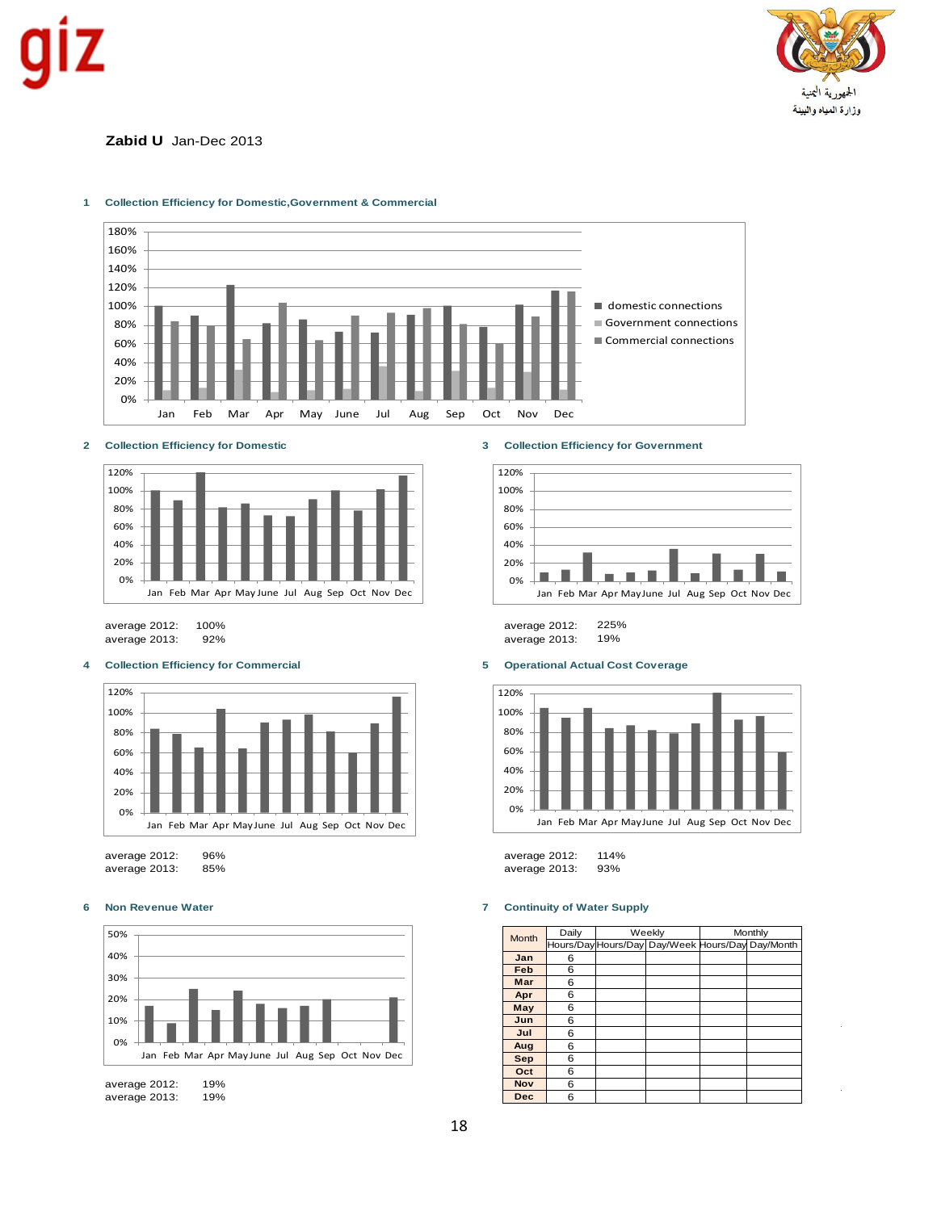**Zabid U** Jan-Dec 2013

1 Collection Efficiency for Domestic,Government & Commercial

2 Collection Efficiency for Domestic

average 2012: 100%
average 2013: 92%

3 Collection Efficiency for Government

average 2012: 225%
average 2013: 19%

4 Collection Efficiency for Commercial

average 2012: 96%
average 2013: 85%

5 Operational Actual Cost Coverage

average 2012: 114%
average 2013: 93%

6 Non Revenue Water

average 2012: 19%
average 2013: 19%

7 Continuity of Water Supply

| Month | Daily | Weekly | | Monthly | |
|---|---|---|---|---|---|
| | Hours/Day | Hours/Day | Day/Week | Hours/Day | Day/Month |
| Jan | 6 | | | | |
| Feb | 6 | | | | |
| Mar | 6 | | | | |
| Apr | 6 | | | | |
| May | 6 | | | | |
| Jun | 6 | | | | |
| Jul | 6 | | | | |
| Aug | 6 | | | | |
| Sep | 6 | | | | |
| Oct | 6 | | | | |
| Nov | 6 | | | | |
| Dec | 6 | | | | |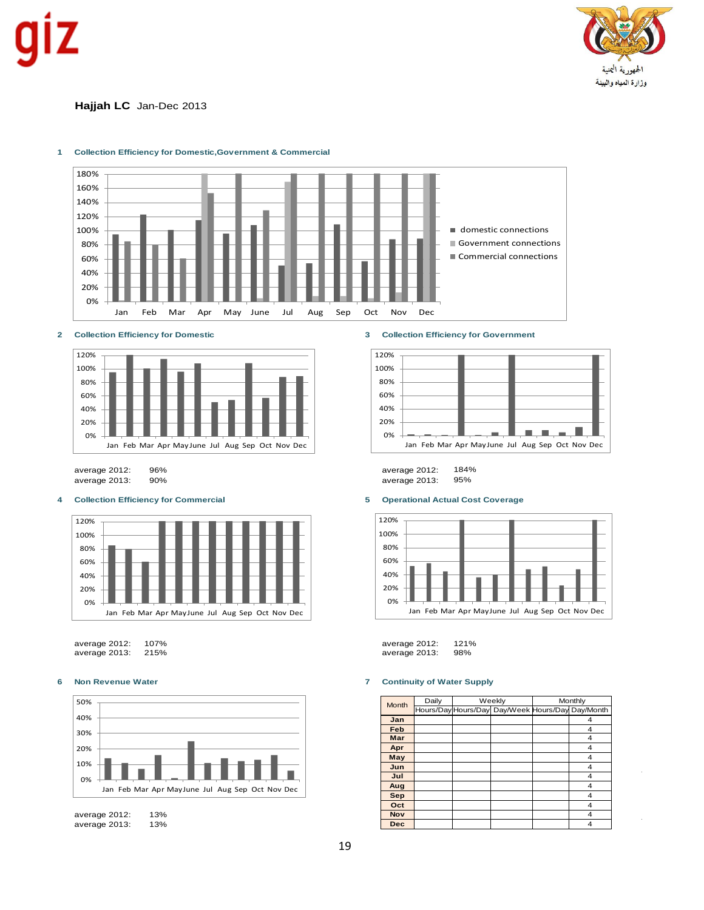giz

الجمهورية اليمنية
وزارة المياه والبيئة

**Hajjah LC** Jan-Dec 2013

1 **Collection Efficiency for Domestic,Government & Commercial**

2 **Collection Efficiency for Domestic**

average 2012: 96%
average 2013: 90%

3 **Collection Efficiency for Government**

average 2012: 184%
average 2013: 95%

4 **Collection Efficiency for Commercial**

average 2012: 107%
average 2013: 215%

5 **Operational Actual Cost Coverage**

average 2012: 121%
average 2013: 98%

6 **Non Revenue Water**

average 2012: 13%
average 2013: 13%

7 **Continuity of Water Supply**

| Month | Daily | Weekly | | Monthly | |
|---|---|---|---|---|---|
| | Hours/Day | Hours/Day | Day/Week | Hours/Day | Day/Month |
| Jan | | | | | 4 |
| Feb | | | | | 4 |
| Mar | | | | | 4 |
| Apr | | | | | 4 |
| May | | | | | 4 |
| Jun | | | | | 4 |
| Jul | | | | | 4 |
| Aug | | | | | 4 |
| Sep | | | | | 4 |
| Oct | | | | | 4 |
| Nov | | | | | 4 |
| Dec | | | | | 4 |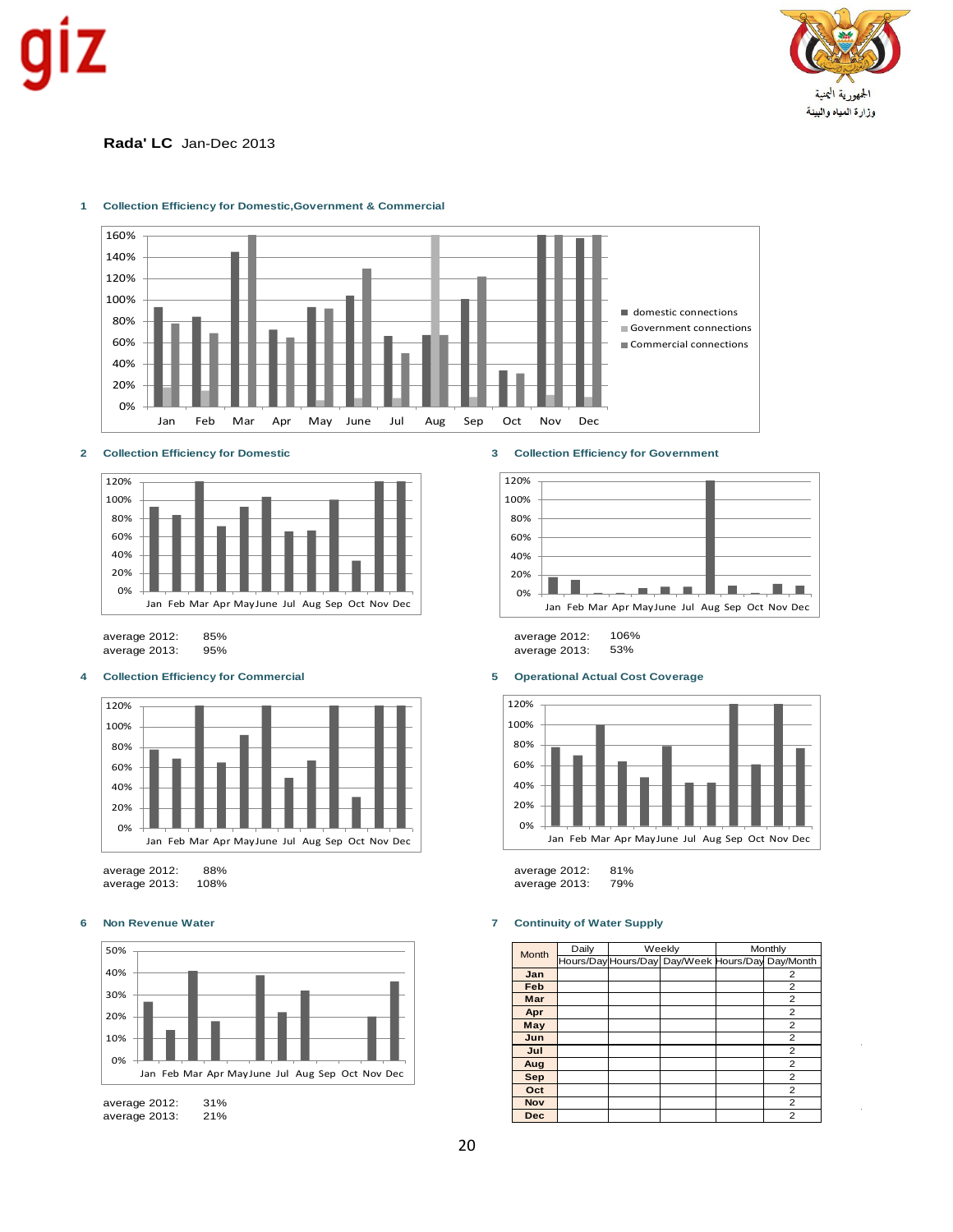**Rada' LC** Jan-Dec 2013

### 1 Collection Efficiency for Domestic,Government & Commercial

### 2 Collection Efficiency for Domestic

average 2012: 85%
average 2013: 95%

### 3 Collection Efficiency for Government

average 2012: 106%
average 2013: 53%

### 4 Collection Efficiency for Commercial

average 2012: 88%
average 2013: 108%

### 5 Operational Actual Cost Coverage

average 2012: 81%
average 2013: 79%

### 6 Non Revenue Water

average 2012: 31%
average 2013: 21%

### 7 Continuity of Water Supply

| Month | Daily | Weekly | | Monthly | |
|---|---|---|---|---|---|
| | Hours/Day | Hours/Day | Day/Week | Hours/Day | Day/Month |
| **Jan** | | | | | 2 |
| **Feb** | | | | | 2 |
| **Mar** | | | | | 2 |
| **Apr** | | | | | 2 |
| **May** | | | | | 2 |
| **Jun** | | | | | 2 |
| **Jul** | | | | | 2 |
| **Aug** | | | | | 2 |
| **Sep** | | | | | 2 |
| **Oct** | | | | | 2 |
| **Nov** | | | | | 2 |
| **Dec** | | | | | 2 |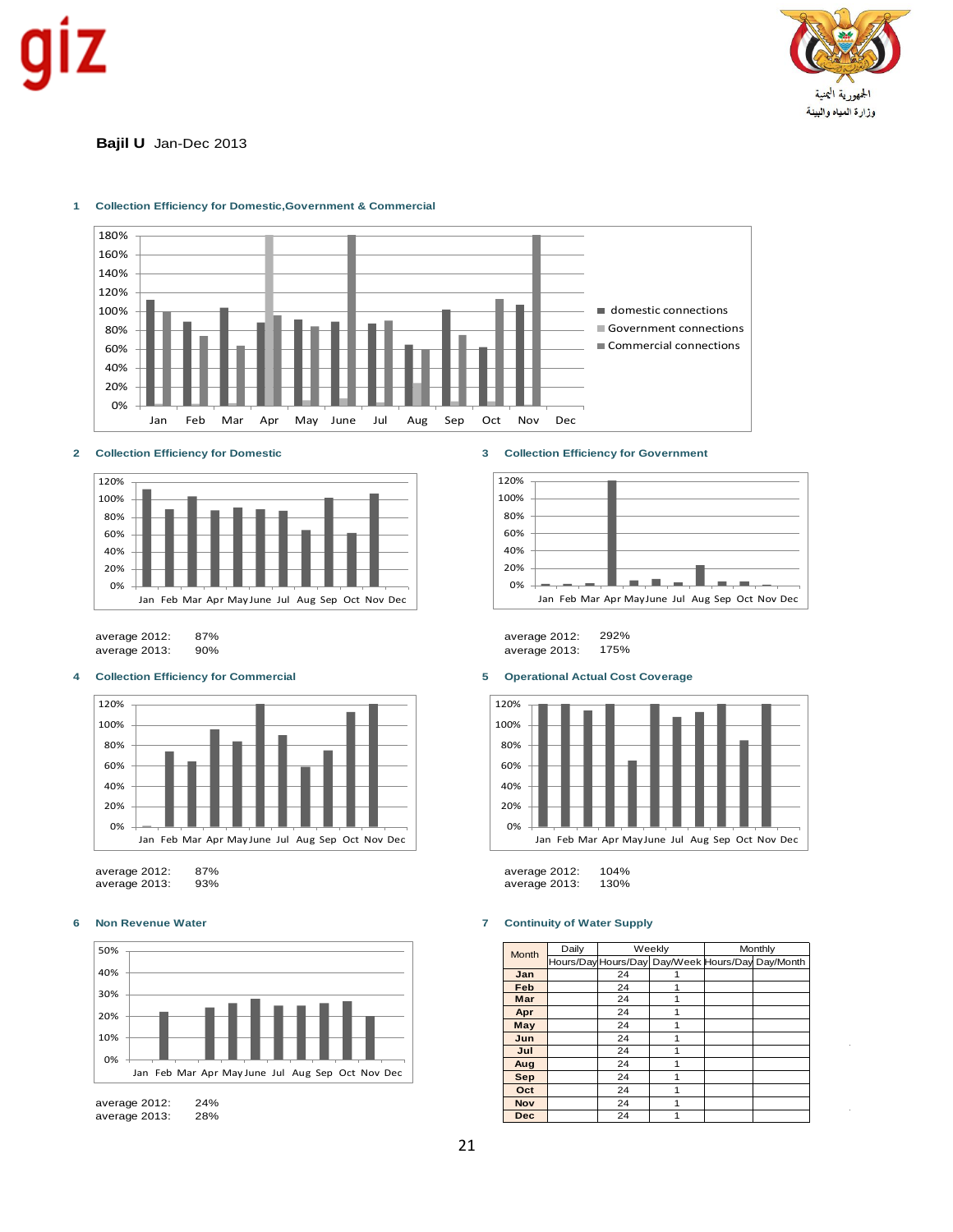**Bajil U** Jan-Dec 2013

### 1 Collection Efficiency for Domestic,Government & Commercial

### 2 Collection Efficiency for Domestic

average 2012: 87%
average 2013: 90%

### 3 Collection Efficiency for Government

average 2012: 292%
average 2013: 175%

### 4 Collection Efficiency for Commercial

average 2012: 87%
average 2013: 93%

### 5 Operational Actual Cost Coverage

average 2012: 104%
average 2013: 130%

### 6 Non Revenue Water

average 2012: 24%
average 2013: 28%

### 7 Continuity of Water Supply

| Month | Daily | Weekly | | Monthly | |
|---|---|---|---|---|---|
| | Hours/Day | Hours/Day | Day/Week | Hours/Day | Day/Month |
| Jan | | 24 | 1 | | |
| Feb | | 24 | 1 | | |
| Mar | | 24 | 1 | | |
| Apr | | 24 | 1 | | |
| May | | 24 | 1 | | |
| Jun | | 24 | 1 | | |
| Jul | | 24 | 1 | | |
| Aug | | 24 | 1 | | |
| Sep | | 24 | 1 | | |
| Oct | | 24 | 1 | | |
| Nov | | 24 | 1 | | |
| Dec | | 24 | 1 | | |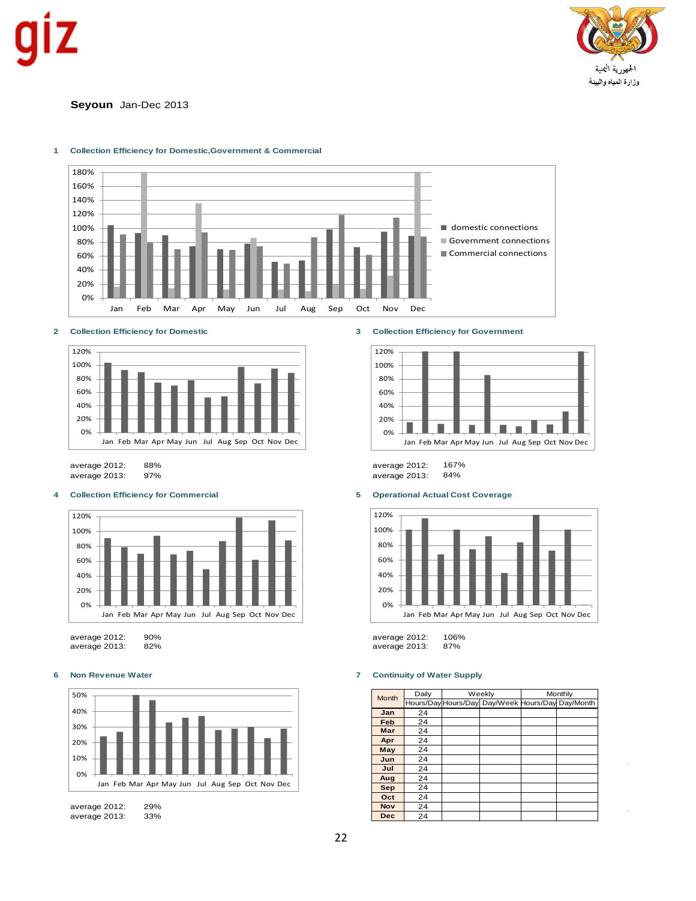giz

الجمهورية اليمنية
وزارة المياه والبيئة

**Seyoun** Jan-Dec 2013

## 1 Collection Efficiency for Domestic,Government & Commercial

## 2 Collection Efficiency for Domestic

average 2012: 88%
average 2013: 97%

## 3 Collection Efficiency for Government

average 2012: 167%
average 2013: 84%

## 4 Collection Efficiency for Commercial

average 2012: 90%
average 2013: 82%

## 5 Operational Actual Cost Coverage

average 2012: 106%
average 2013: 87%

## 6 Non Revenue Water

average 2012: 29%
average 2013: 33%

## 7 Continuity of Water Supply

| Month | Daily | Weekly | | Monthly | |
|---|---|---|---|---|---|
| | Hours/Day | Hours/Day | Day/Week | Hours/Day | Day/Month |
| Jan | 24 | | | | |
| Feb | 24 | | | | |
| Mar | 24 | | | | |
| Apr | 24 | | | | |
| May | 24 | | | | |
| Jun | 24 | | | | |
| Jul | 24 | | | | |
| Aug | 24 | | | | |
| Sep | 24 | | | | |
| Oct | 24 | | | | |
| Nov | 24 | | | | |
| Dec | 24 | | | | |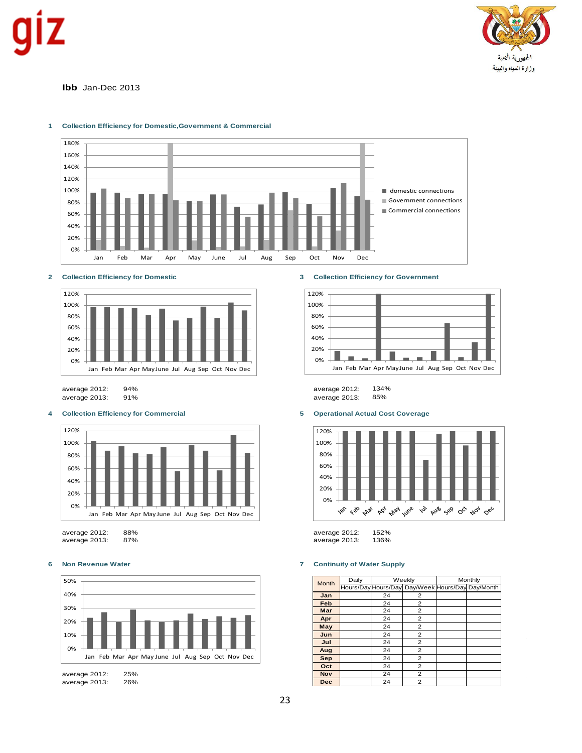الجمهورية اليمنية
وزارة المياه والبيئة

**Ibb** Jan-Dec 2013

## 1 Collection Efficiency for Domestic,Government & Commercial

## 2 Collection Efficiency for Domestic

average 2012: 94%
average 2013: 91%

## 3 Collection Efficiency for Government

average 2012: 134%
average 2013: 85%

## 4 Collection Efficiency for Commercial

average 2012: 88%
average 2013: 87%

## 5 Operational Actual Cost Coverage

average 2012: 152%
average 2013: 136%

## 6 Non Revenue Water

average 2012: 25%
average 2013: 26%

## 7 Continuity of Water Supply

| Month | Daily | Weekly | | Monthly | |
|---|---|---|---|---|---|
| | Hours/Day | Hours/Day | Day/Week | Hours/Day | Day/Month |
| Jan | | 24 | 2 | | |
| Feb | | 24 | 2 | | |
| Mar | | 24 | 2 | | |
| Apr | | 24 | 2 | | |
| May | | 24 | 2 | | |
| Jun | | 24 | 2 | | |
| Jul | | 24 | 2 | | |
| Aug | | 24 | 2 | | |
| Sep | | 24 | 2 | | |
| Oct | | 24 | 2 | | |
| Nov | | 24 | 2 | | |
| Dec | | 24 | 2 | | |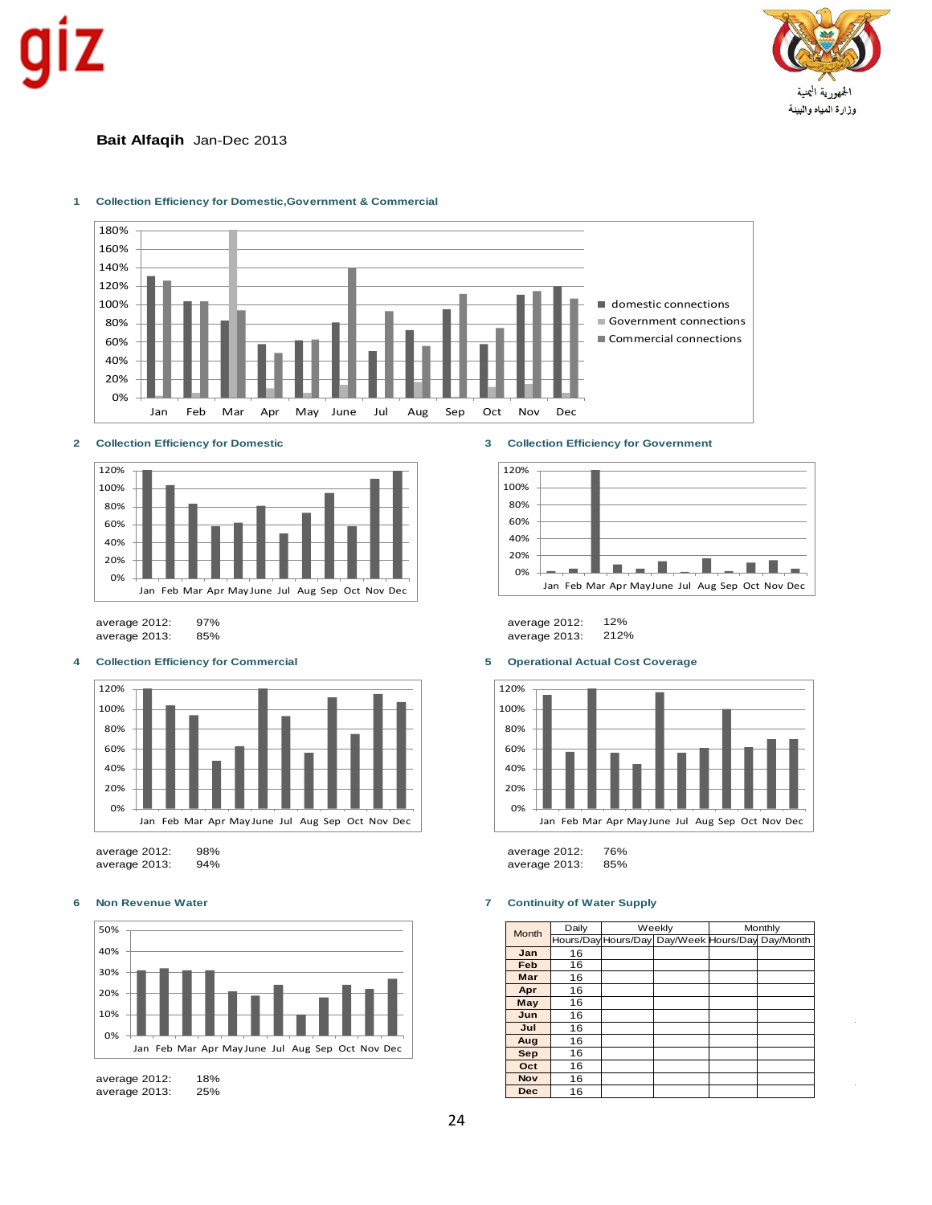**Bait Alfaqih** Jan-Dec 2013

### 1 Collection Efficiency for Domestic, Government & Commercial

### 2 Collection Efficiency for Domestic

average 2012: 97%
average 2013: 85%

### 3 Collection Efficiency for Government

average 2012: 12%
average 2013: 212%

### 4 Collection Efficiency for Commercial

average 2012: 98%
average 2013: 94%

### 5 Operational Actual Cost Coverage

average 2012: 76%
average 2013: 85%

### 6 Non Revenue Water

average 2012: 18%
average 2013: 25%

### 7 Continuity of Water Supply

| Month | Daily | Weekly | | Monthly | |
|---|---|---|---|---|---|
| | Hours/Day | Hours/Day | Day/Week | Hours/Day | Day/Month |
| **Jan** | 16 | | | | |
| **Feb** | 16 | | | | |
| **Mar** | 16 | | | | |
| **Apr** | 16 | | | | |
| **May** | 16 | | | | |
| **Jun** | 16 | | | | |
| **Jul** | 16 | | | | |
| **Aug** | 16 | | | | |
| **Sep** | 16 | | | | |
| **Oct** | 16 | | | | |
| **Nov** | 16 | | | | |
| **Dec** | 16 | | | | |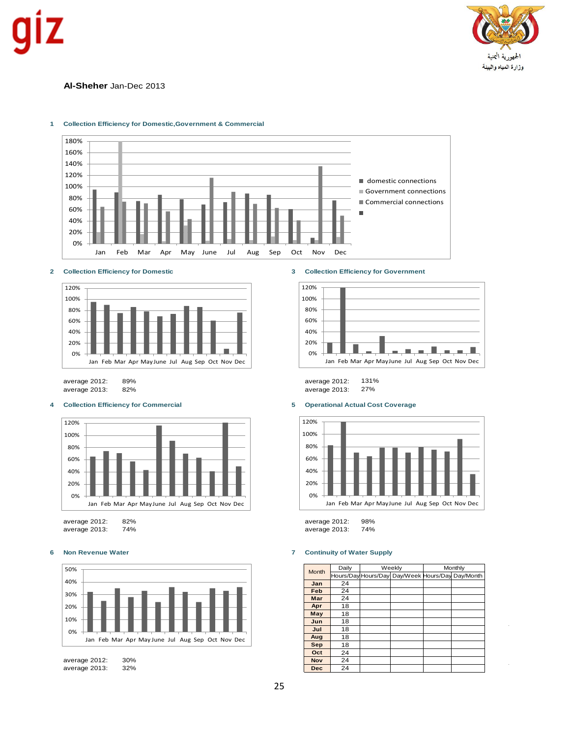giz

الجمهورية اليمنية
وزارة المياه والبيئة

**Al-Sheher** Jan-Dec 2013

### 1 Collection Efficiency for Domestic,Government & Commercial

### 2 Collection Efficiency for Domestic

average 2012: 89%
average 2013: 82%

### 3 Collection Efficiency for Government

average 2012: 131%
average 2013: 27%

### 4 Collection Efficiency for Commercial

average 2012: 82%
average 2013: 74%

### 5 Operational Actual Cost Coverage

average 2012: 98%
average 2013: 74%

### 6 Non Revenue Water

average 2012: 30%
average 2013: 32%

### 7 Continuity of Water Supply

| Month | Daily | Weekly | | Monthly | |
|---|---|---|---|---|---|
| | Hours/Day | Hours/Day | Day/Week | Hours/Day | Day/Month |
| **Jan** | 24 | | | | |
| **Feb** | 24 | | | | |
| **Mar** | 24 | | | | |
| **Apr** | 18 | | | | |
| **May** | 18 | | | | |
| **Jun** | 18 | | | | |
| **Jul** | 18 | | | | |
| **Aug** | 18 | | | | |
| **Sep** | 18 | | | | |
| **Oct** | 24 | | | | |
| **Nov** | 24 | | | | |
| **Dec** | 24 | | | | |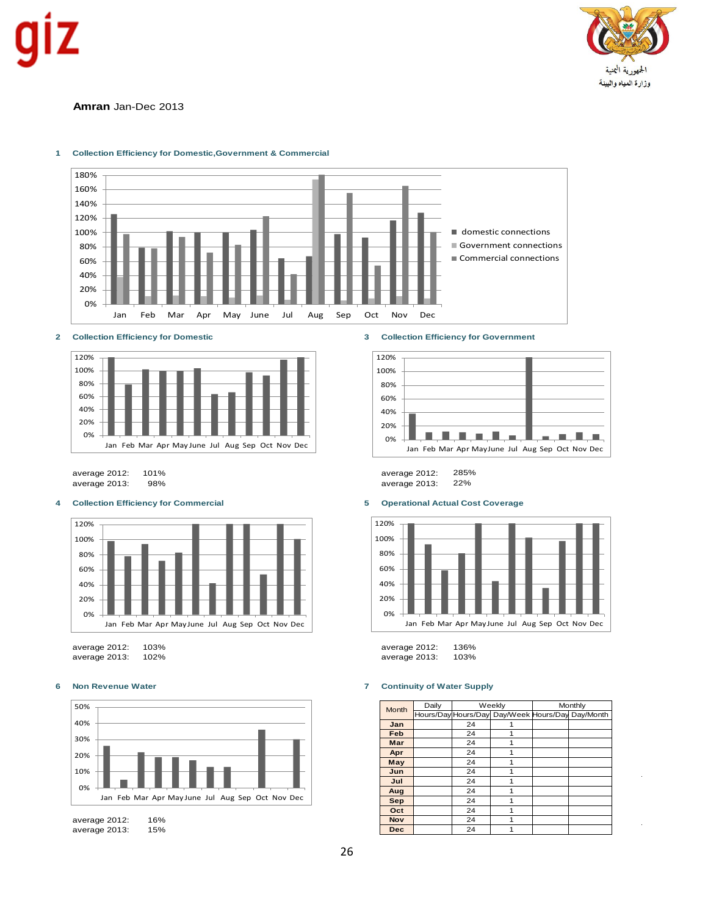**Amran** Jan-Dec 2013

1 Collection Efficiency for Domestic,Government & Commercial

2 Collection Efficiency for Domestic

average 2012: 101%
average 2013: 98%

3 Collection Efficiency for Government

average 2012: 285%
average 2013: 22%

4 Collection Efficiency for Commercial

average 2012: 103%
average 2013: 102%

5 Operational Actual Cost Coverage

average 2012: 136%
average 2013: 103%

6 Non Revenue Water

average 2012: 16%
average 2013: 15%

7 Continuity of Water Supply

| Month | Daily | Weekly | | Monthly | |
|---|---|---|---|---|---|
| | Hours/Day | Hours/Day | Day/Week | Hours/Day | Day/Month |
| Jan | | 24 | 1 | | |
| Feb | | 24 | 1 | | |
| Mar | | 24 | 1 | | |
| Apr | | 24 | 1 | | |
| May | | 24 | 1 | | |
| Jun | | 24 | 1 | | |
| Jul | | 24 | 1 | | |
| Aug | | 24 | 1 | | |
| Sep | | 24 | 1 | | |
| Oct | | 24 | 1 | | |
| Nov | | 24 | 1 | | |
| Dec | | 24 | 1 | | |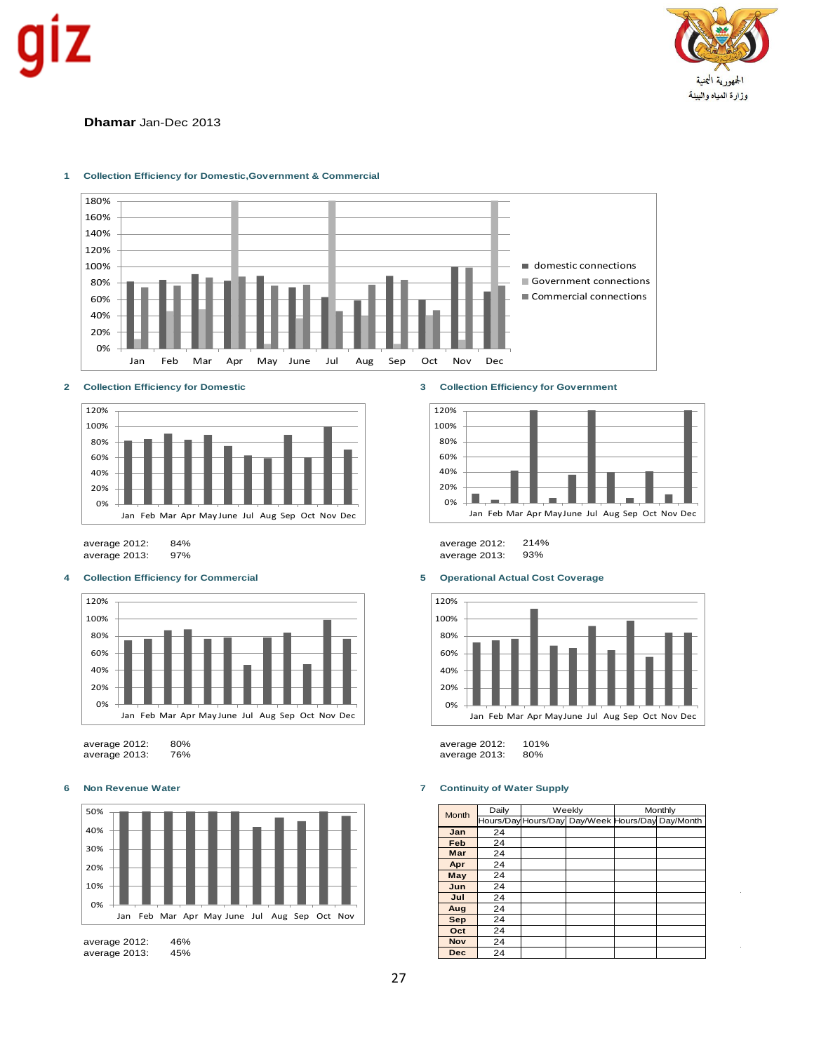**Dhamar** Jan-Dec 2013

### 1 Collection Efficiency for Domestic,Government & Commercial

### 2 Collection Efficiency for Domestic

average 2012: 84%
average 2013: 97%

### 3 Collection Efficiency for Government

average 2012: 214%
average 2013: 93%

### 4 Collection Efficiency for Commercial

average 2012: 80%
average 2013: 76%

### 5 Operational Actual Cost Coverage

average 2012: 101%
average 2013: 80%

### 6 Non Revenue Water

average 2012: 46%
average 2013: 45%

### 7 Continuity of Water Supply

| Month | Daily | Weekly | | Monthly | |
|---|---|---|---|---|---|
| | Hours/Day | Hours/Day | Day/Week | Hours/Day | Day/Month |
| Jan | 24 | | | | |
| Feb | 24 | | | | |
| Mar | 24 | | | | |
| Apr | 24 | | | | |
| May | 24 | | | | |
| Jun | 24 | | | | |
| Jul | 24 | | | | |
| Aug | 24 | | | | |
| Sep | 24 | | | | |
| Oct | 24 | | | | |
| Nov | 24 | | | | |
| Dec | 24 | | | | |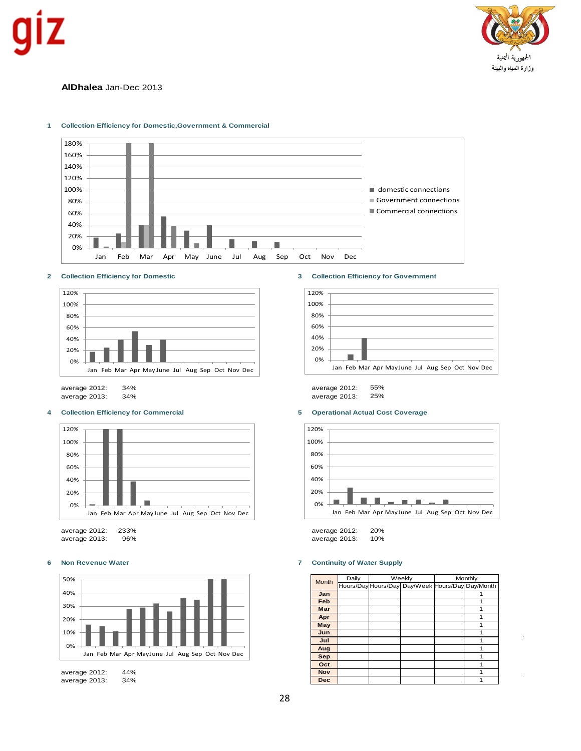**AlDhalea** Jan-Dec 2013

1 **Collection Efficiency for Domestic,Government & Commercial**

2 **Collection Efficiency for Domestic**

average 2012: 34%
average 2013: 34%

3 **Collection Efficiency for Government**

average 2012: 55%
average 2013: 25%

4 **Collection Efficiency for Commercial**

average 2012: 233%
average 2013: 96%

5 **Operational Actual Cost Coverage**

average 2012: 20%
average 2013: 10%

6 **Non Revenue Water**

average 2012: 44%
average 2013: 34%

7 **Continuity of Water Supply**

| Month | Daily | Weekly | | Monthly | |
|---|---|---|---|---|---|
| | Hours/Day | Hours/Day | Day/Week | Hours/Day | Day/Month |
| **Jan** | | | | | 1 |
| **Feb** | | | | | 1 |
| **Mar** | | | | | 1 |
| **Apr** | | | | | 1 |
| **May** | | | | | 1 |
| **Jun** | | | | | 1 |
| **Jul** | | | | | 1 |
| **Aug** | | | | | 1 |
| **Sep** | | | | | 1 |
| **Oct** | | | | | 1 |
| **Nov** | | | | | 1 |
| **Dec** | | | | | 1 |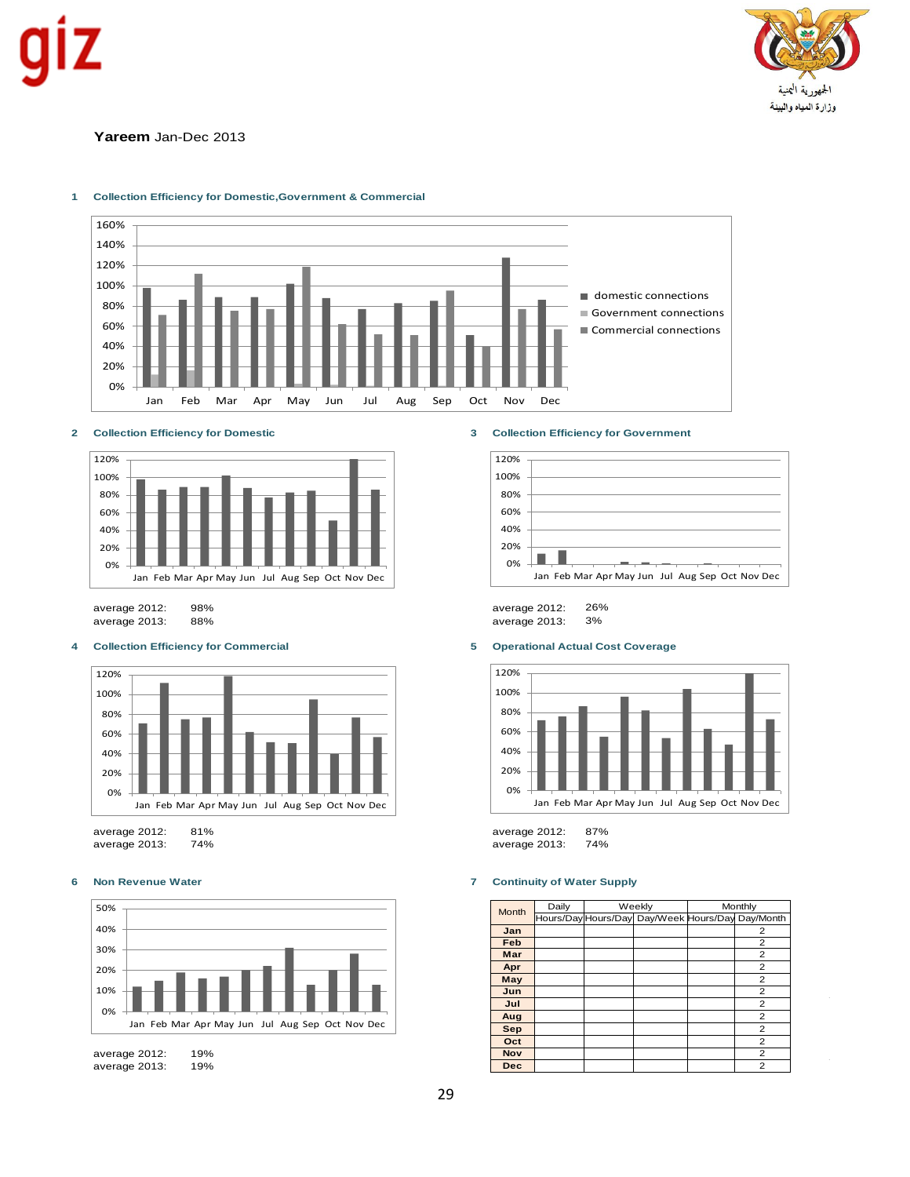**Yareem** Jan-Dec 2013

### 1 Collection Efficiency for Domestic,Government & Commercial

### 2 Collection Efficiency for Domestic

average 2012: 98%
average 2013: 88%

### 3 Collection Efficiency for Government

average 2012: 26%
average 2013: 3%

### 4 Collection Efficiency for Commercial

average 2012: 81%
average 2013: 74%

### 5 Operational Actual Cost Coverage

average 2012: 87%
average 2013: 74%

### 6 Non Revenue Water

average 2012: 19%
average 2013: 19%

### 7 Continuity of Water Supply

| Month | Daily | Weekly | | Monthly | |
|---|---|---|---|---|---|
| | Hours/Day | Hours/Day | Day/Week | Hours/Day | Day/Month |
| Jan | | | | | 2 |
| Feb | | | | | 2 |
| Mar | | | | | 2 |
| Apr | | | | | 2 |
| May | | | | | 2 |
| Jun | | | | | 2 |
| Jul | | | | | 2 |
| Aug | | | | | 2 |
| Sep | | | | | 2 |
| Oct | | | | | 2 |
| Nov | | | | | 2 |
| Dec | | | | | 2 |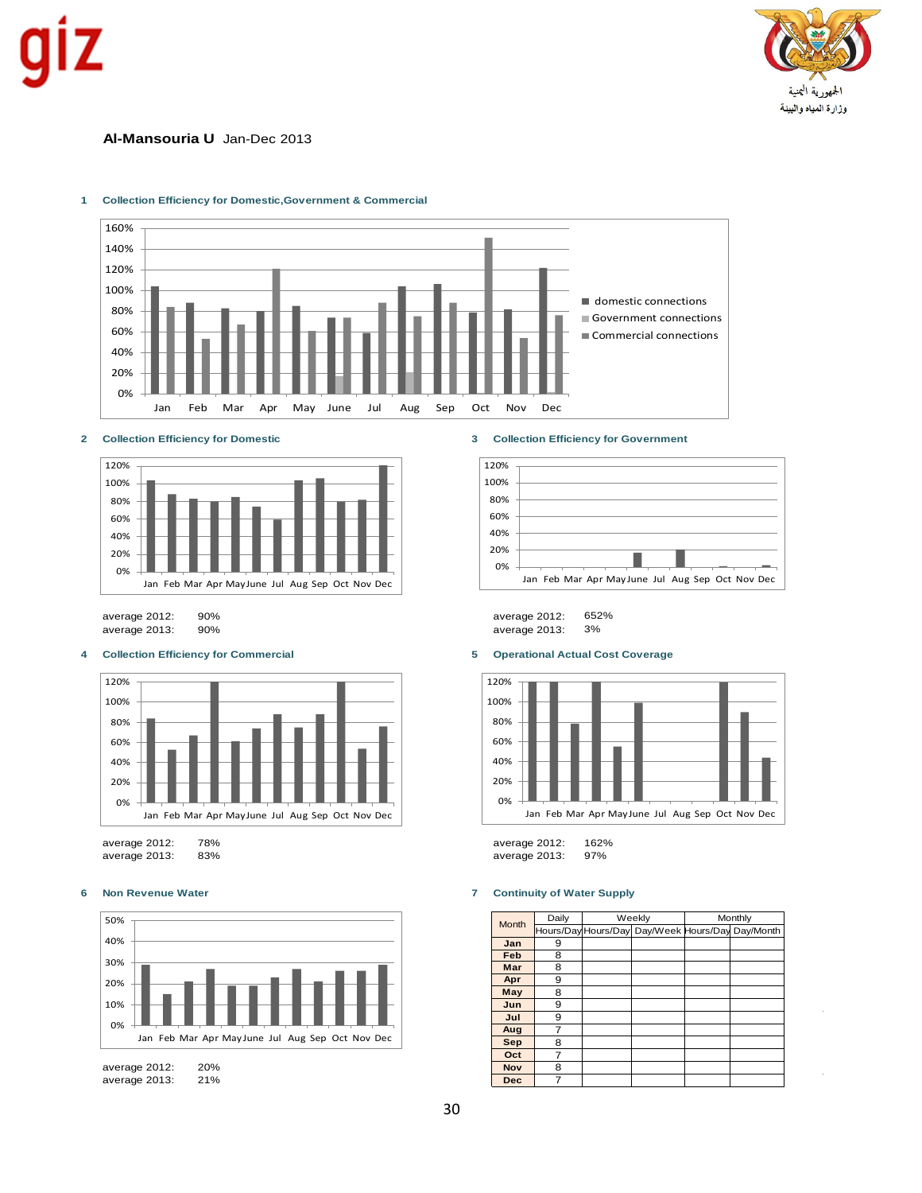الجمهورية اليمنية
وزارة المياه والبيئة

**Al-Mansouria U** Jan-Dec 2013

### 1 Collection Efficiency for Domestic,Government & Commercial

### 2 Collection Efficiency for Domestic

average 2012: 90%
average 2013: 90%

### 3 Collection Efficiency for Government

average 2012: 652%
average 2013: 3%

### 4 Collection Efficiency for Commercial

average 2012: 78%
average 2013: 83%

### 5 Operational Actual Cost Coverage

average 2012: 162%
average 2013: 97%

### 6 Non Revenue Water

average 2012: 20%
average 2013: 21%

### 7 Continuity of Water Supply

| Month | Daily | Weekly | | Monthly | |
|---|---|---|---|---|---|
| | Hours/Day | Hours/Day | Day/Week | Hours/Day | Day/Month |
| Jan | 9 | | | | |
| Feb | 8 | | | | |
| Mar | 8 | | | | |
| Apr | 9 | | | | |
| May | 8 | | | | |
| Jun | 9 | | | | |
| Jul | 9 | | | | |
| Aug | 7 | | | | |
| Sep | 8 | | | | |
| Oct | 7 | | | | |
| Nov | 8 | | | | |
| Dec | 7 | | | | |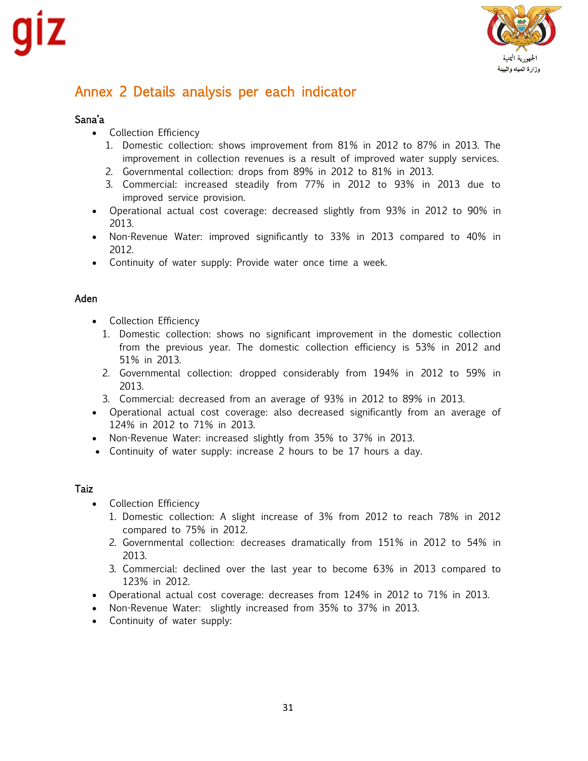# Annex 2 Details analysis per each indicator

### Sana'a

- Collection Efficiency
  1. Domestic collection: shows improvement from 81% in 2012 to 87% in 2013. The improvement in collection revenues is a result of improved water supply services.
  2. Governmental collection: drops from 89% in 2012 to 81% in 2013.
  3. Commercial: increased steadily from 77% in 2012 to 93% in 2013 due to improved service provision.
- Operational actual cost coverage: decreased slightly from 93% in 2012 to 90% in 2013.
- Non-Revenue Water: improved significantly to 33% in 2013 compared to 40% in 2012.
- Continuity of water supply: Provide water once time a week.

### Aden

- Collection Efficiency
  1. Domestic collection: shows no significant improvement in the domestic collection from the previous year. The domestic collection efficiency is 53% in 2012 and 51% in 2013.
  2. Governmental collection: dropped considerably from 194% in 2012 to 59% in 2013.
  3. Commercial: decreased from an average of 93% in 2012 to 89% in 2013.
- Operational actual cost coverage: also decreased significantly from an average of 124% in 2012 to 71% in 2013.
- Non-Revenue Water: increased slightly from 35% to 37% in 2013.
- Continuity of water supply: increase 2 hours to be 17 hours a day.

### Taiz

- Collection Efficiency
  1. Domestic collection: A slight increase of 3% from 2012 to reach 78% in 2012 compared to 75% in 2012.
  2. Governmental collection: decreases dramatically from 151% in 2012 to 54% in 2013.
  3. Commercial: declined over the last year to become 63% in 2013 compared to 123% in 2012.
- Operational actual cost coverage: decreases from 124% in 2012 to 71% in 2013.
- Non-Revenue Water: slightly increased from 35% to 37% in 2013.
- Continuity of water supply: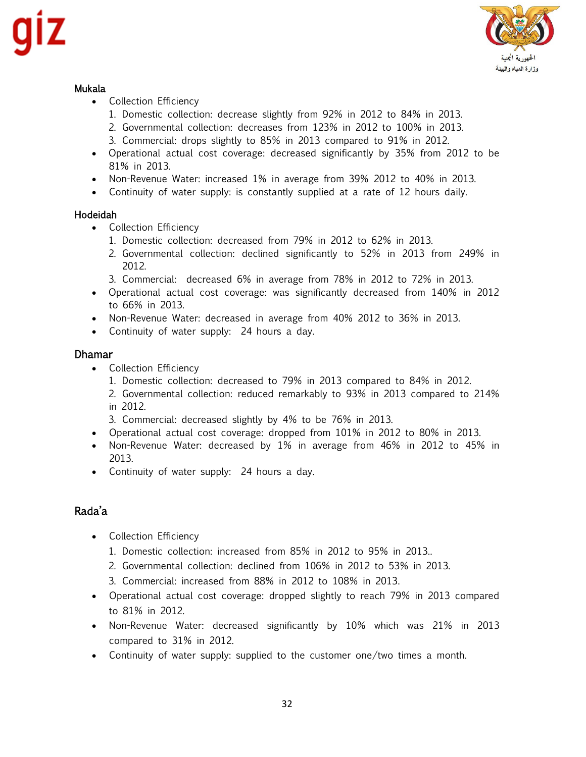### Mukala

- Collection Efficiency
  1. Domestic collection: decrease slightly from 92% in 2012 to 84% in 2013.
  2. Governmental collection: decreases from 123% in 2012 to 100% in 2013.
  3. Commercial: drops slightly to 85% in 2013 compared to 91% in 2012.
- Operational actual cost coverage: decreased significantly by 35% from 2012 to be 81% in 2013.
- Non-Revenue Water: increased 1% in average from 39% 2012 to 40% in 2013.
- Continuity of water supply: is constantly supplied at a rate of 12 hours daily.

### Hodeidah

- Collection Efficiency
  1. Domestic collection: decreased from 79% in 2012 to 62% in 2013.
  2. Governmental collection: declined significantly to 52% in 2013 from 249% in 2012.
  3. Commercial: decreased 6% in average from 78% in 2012 to 72% in 2013.
- Operational actual cost coverage: was significantly decreased from 140% in 2012 to 66% in 2013.
- Non-Revenue Water: decreased in average from 40% 2012 to 36% in 2013.
- Continuity of water supply: 24 hours a day.

### Dhamar

- Collection Efficiency
  1. Domestic collection: decreased to 79% in 2013 compared to 84% in 2012.
  2. Governmental collection: reduced remarkably to 93% in 2013 compared to 214% in 2012.
  3. Commercial: decreased slightly by 4% to be 76% in 2013.
- Operational actual cost coverage: dropped from 101% in 2012 to 80% in 2013.
- Non-Revenue Water: decreased by 1% in average from 46% in 2012 to 45% in 2013.
- Continuity of water supply: 24 hours a day.

### Rada'a

- Collection Efficiency
  1. Domestic collection: increased from 85% in 2012 to 95% in 2013..
  2. Governmental collection: declined from 106% in 2012 to 53% in 2013.
  3. Commercial: increased from 88% in 2012 to 108% in 2013.
- Operational actual cost coverage: dropped slightly to reach 79% in 2013 compared to 81% in 2012.
- Non-Revenue Water: decreased significantly by 10% which was 21% in 2013 compared to 31% in 2012.
- Continuity of water supply: supplied to the customer one/two times a month.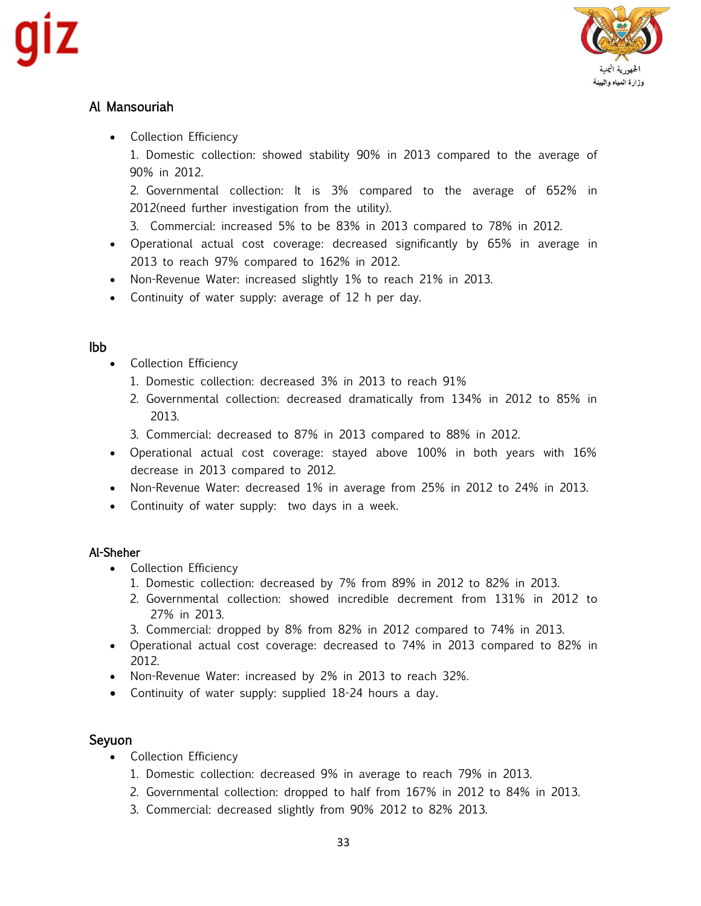## Al Mansouriah

- Collection Efficiency
  1. Domestic collection: showed stability 90% in 2013 compared to the average of 90% in 2012.
  2. Governmental collection: It is 3% compared to the average of 652% in 2012(need further investigation from the utility).
  3. Commercial: increased 5% to be 83% in 2013 compared to 78% in 2012.
- Operational actual cost coverage: decreased significantly by 65% in average in 2013 to reach 97% compared to 162% in 2012.
- Non-Revenue Water: increased slightly 1% to reach 21% in 2013.
- Continuity of water supply: average of 12 h per day.

## Ibb

- Collection Efficiency
  1. Domestic collection: decreased 3% in 2013 to reach 91%
  2. Governmental collection: decreased dramatically from 134% in 2012 to 85% in 2013.
  3. Commercial: decreased to 87% in 2013 compared to 88% in 2012.
- Operational actual cost coverage: stayed above 100% in both years with 16% decrease in 2013 compared to 2012.
- Non-Revenue Water: decreased 1% in average from 25% in 2012 to 24% in 2013.
- Continuity of water supply: two days in a week.

## Al-Sheher

- Collection Efficiency
  1. Domestic collection: decreased by 7% from 89% in 2012 to 82% in 2013.
  2. Governmental collection: showed incredible decrement from 131% in 2012 to 27% in 2013.
  3. Commercial: dropped by 8% from 82% in 2012 compared to 74% in 2013.
- Operational actual cost coverage: decreased to 74% in 2013 compared to 82% in 2012.
- Non-Revenue Water: increased by 2% in 2013 to reach 32%.
- Continuity of water supply: supplied 18-24 hours a day.

## Seyuon

- Collection Efficiency
  1. Domestic collection: decreased 9% in average to reach 79% in 2013.
  2. Governmental collection: dropped to half from 167% in 2012 to 84% in 2013.
  3. Commercial: decreased slightly from 90% 2012 to 82% 2013.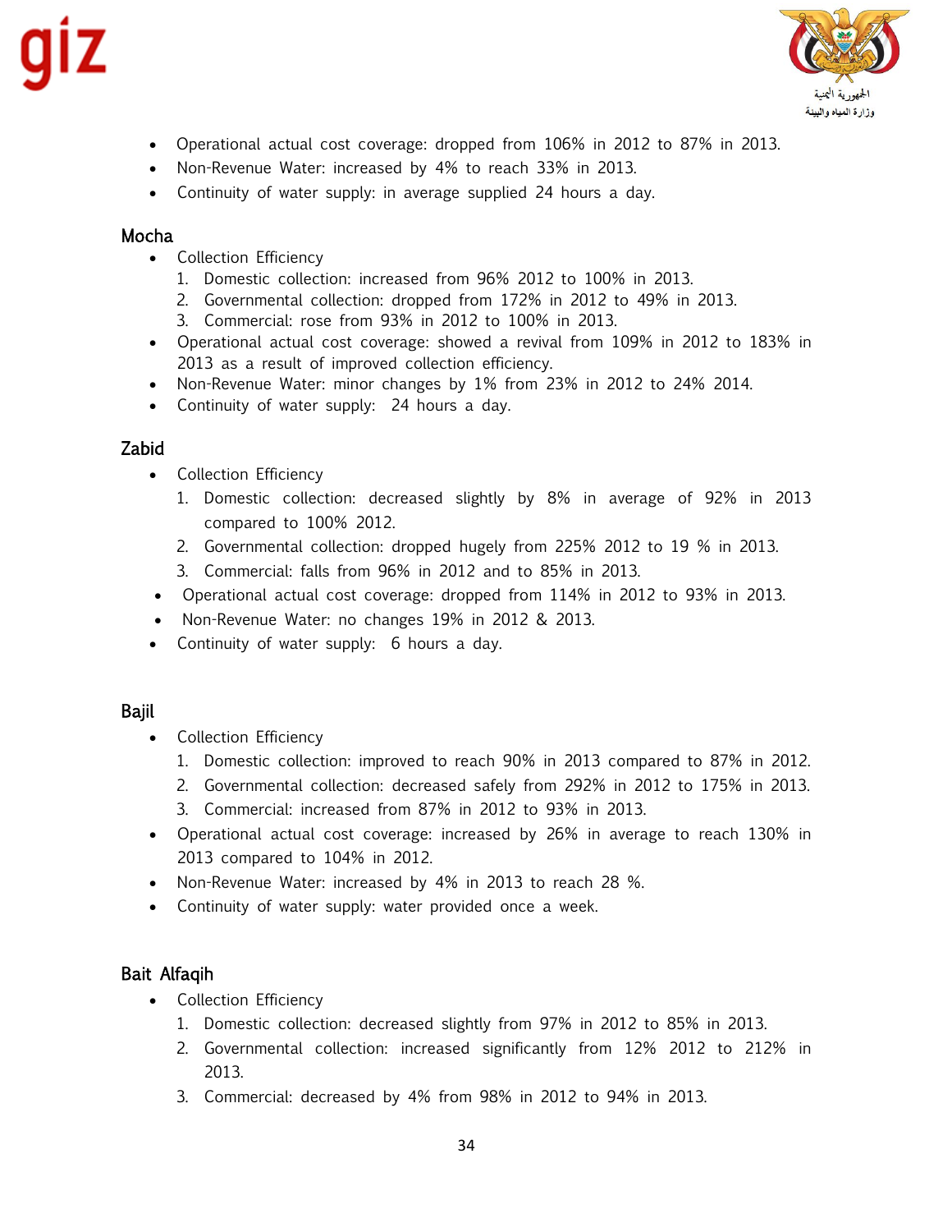- Operational actual cost coverage: dropped from 106% in 2012 to 87% in 2013.
- Non-Revenue Water: increased by 4% to reach 33% in 2013.
- Continuity of water supply: in average supplied 24 hours a day.

### Mocha

- Collection Efficiency
  1. Domestic collection: increased from 96% 2012 to 100% in 2013.
  2. Governmental collection: dropped from 172% in 2012 to 49% in 2013.
  3. Commercial: rose from 93% in 2012 to 100% in 2013.
- Operational actual cost coverage: showed a revival from 109% in 2012 to 183% in 2013 as a result of improved collection efficiency.
- Non-Revenue Water: minor changes by 1% from 23% in 2012 to 24% 2014.
- Continuity of water supply: 24 hours a day.

### Zabid

- Collection Efficiency
  1. Domestic collection: decreased slightly by 8% in average of 92% in 2013 compared to 100% 2012.
  2. Governmental collection: dropped hugely from 225% 2012 to 19 % in 2013.
  3. Commercial: falls from 96% in 2012 and to 85% in 2013.
- Operational actual cost coverage: dropped from 114% in 2012 to 93% in 2013.
- Non-Revenue Water: no changes 19% in 2012 & 2013.
- Continuity of water supply: 6 hours a day.

### Bajil

- Collection Efficiency
  1. Domestic collection: improved to reach 90% in 2013 compared to 87% in 2012.
  2. Governmental collection: decreased safely from 292% in 2012 to 175% in 2013.
  3. Commercial: increased from 87% in 2012 to 93% in 2013.
- Operational actual cost coverage: increased by 26% in average to reach 130% in 2013 compared to 104% in 2012.
- Non-Revenue Water: increased by 4% in 2013 to reach 28 %.
- Continuity of water supply: water provided once a week.

### Bait Alfaqih

- Collection Efficiency
  1. Domestic collection: decreased slightly from 97% in 2012 to 85% in 2013.
  2. Governmental collection: increased significantly from 12% 2012 to 212% in 2013.
  3. Commercial: decreased by 4% from 98% in 2012 to 94% in 2013.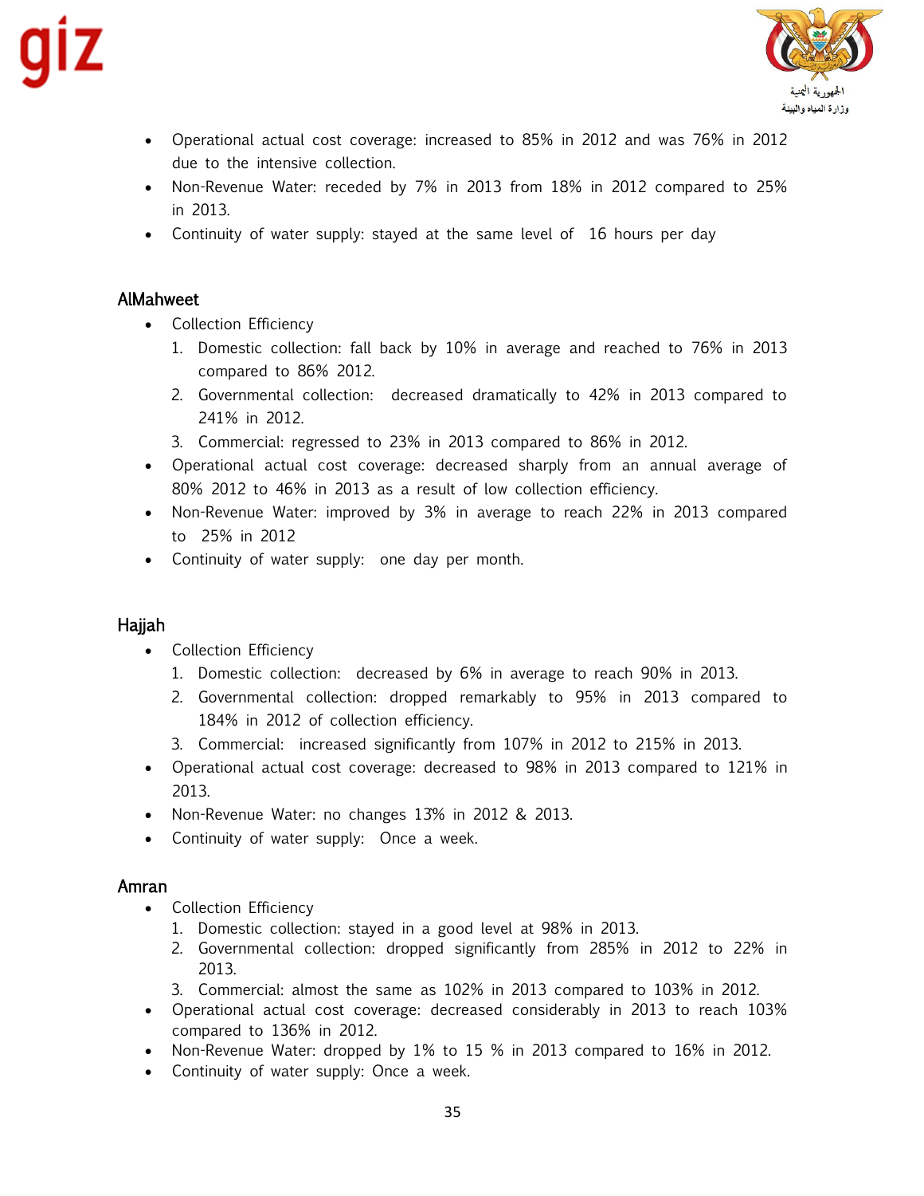- Operational actual cost coverage: increased to 85% in 2012 and was 76% in 2012 due to the intensive collection.
- Non-Revenue Water: receded by 7% in 2013 from 18% in 2012 compared to 25% in 2013.
- Continuity of water supply: stayed at the same level of 16 hours per day

### AlMahweet

- Collection Efficiency
  1. Domestic collection: fall back by 10% in average and reached to 76% in 2013 compared to 86% 2012.
  2. Governmental collection: decreased dramatically to 42% in 2013 compared to 241% in 2012.
  3. Commercial: regressed to 23% in 2013 compared to 86% in 2012.
- Operational actual cost coverage: decreased sharply from an annual average of 80% 2012 to 46% in 2013 as a result of low collection efficiency.
- Non-Revenue Water: improved by 3% in average to reach 22% in 2013 compared to 25% in 2012
- Continuity of water supply: one day per month.

### Hajjah

- Collection Efficiency
  1. Domestic collection: decreased by 6% in average to reach 90% in 2013.
  2. Governmental collection: dropped remarkably to 95% in 2013 compared to 184% in 2012 of collection efficiency.
  3. Commercial: increased significantly from 107% in 2012 to 215% in 2013.
- Operational actual cost coverage: decreased to 98% in 2013 compared to 121% in 2013.
- Non-Revenue Water: no changes 13% in 2012 & 2013.
- Continuity of water supply: Once a week.

### Amran

- Collection Efficiency
  1. Domestic collection: stayed in a good level at 98% in 2013.
  2. Governmental collection: dropped significantly from 285% in 2012 to 22% in 2013.
  3. Commercial: almost the same as 102% in 2013 compared to 103% in 2012.
- Operational actual cost coverage: decreased considerably in 2013 to reach 103% compared to 136% in 2012.
- Non-Revenue Water: dropped by 1% to 15 % in 2013 compared to 16% in 2012.
- Continuity of water supply: Once a week.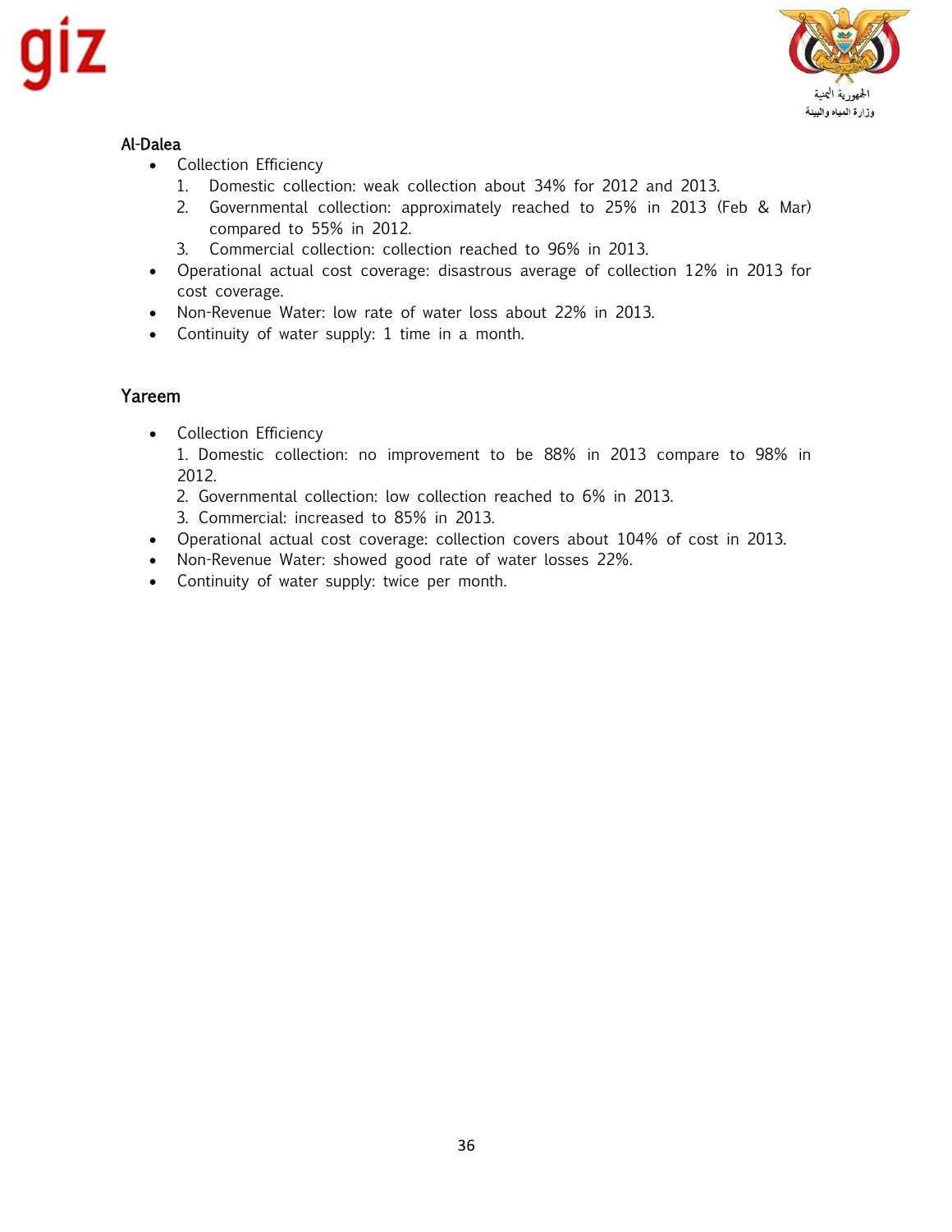### Al-Dalea

- Collection Efficiency
  1. Domestic collection: weak collection about 34% for 2012 and 2013.
  2. Governmental collection: approximately reached to 25% in 2013 (Feb & Mar) compared to 55% in 2012.
  3. Commercial collection: collection reached to 96% in 2013.
- Operational actual cost coverage: disastrous average of collection 12% in 2013 for cost coverage.
- Non-Revenue Water: low rate of water loss about 22% in 2013.
- Continuity of water supply: 1 time in a month.

### Yareem

- Collection Efficiency
  1. Domestic collection: no improvement to be 88% in 2013 compare to 98% in 2012.
  2. Governmental collection: low collection reached to 6% in 2013.
  3. Commercial: increased to 85% in 2013.
- Operational actual cost coverage: collection covers about 104% of cost in 2013.
- Non-Revenue Water: showed good rate of water losses 22%.
- Continuity of water supply: twice per month.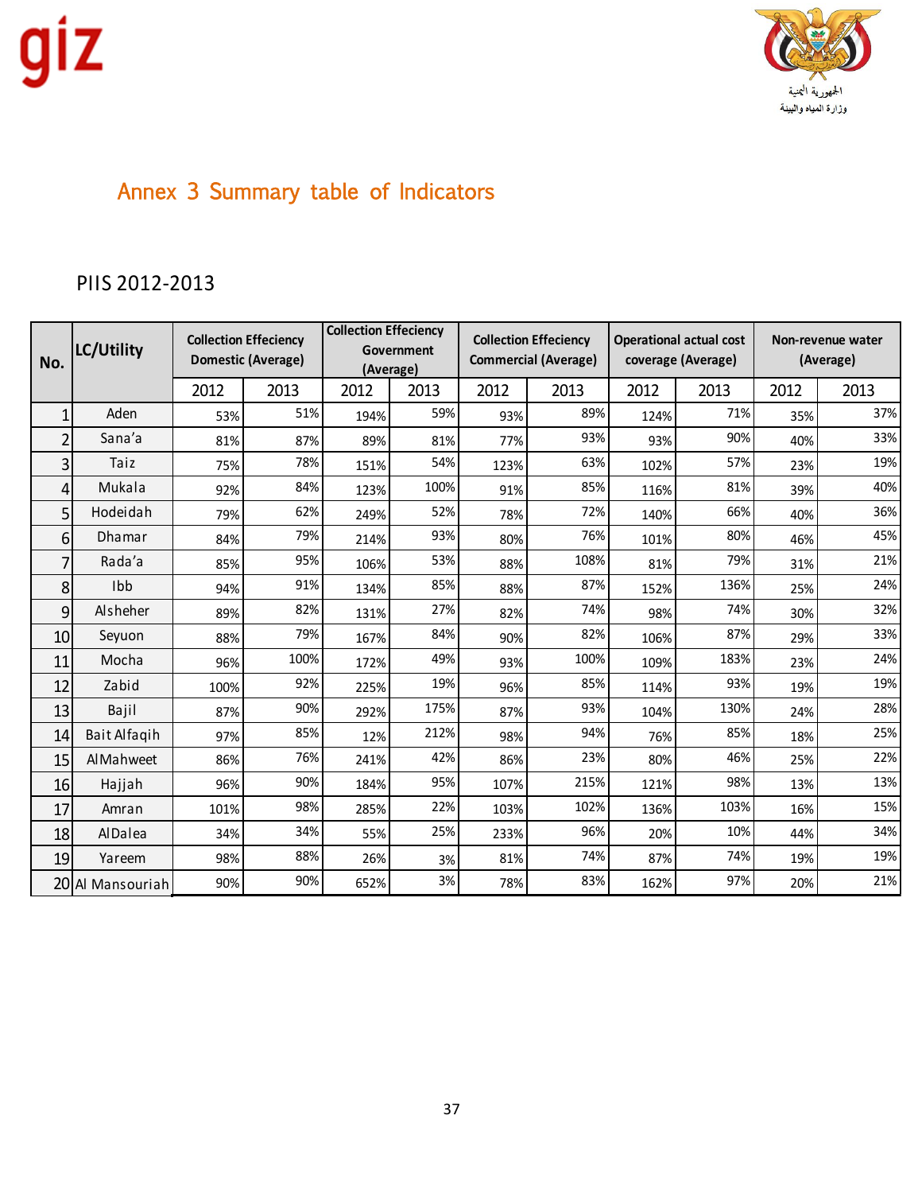## Annex 3 Summary table of Indicators

PIIS 2012-2013

| No. | LC/Utility | Collection Effeciency Domestic (Average) | | Collection Effeciency Government (Average) | | Collection Effeciency Commercial (Average) | | Operational actual cost coverage (Average) | | Non-revenue water (Average) | |
|---|---|---|---|---|---|---|---|---|---|---|---|
| | | 2012 | 2013 | 2012 | 2013 | 2012 | 2013 | 2012 | 2013 | 2012 | 2013 |
| 1 | Aden | 53% | 51% | 194% | 59% | 93% | 89% | 124% | 71% | 35% | 37% |
| 2 | Sana'a | 81% | 87% | 89% | 81% | 77% | 93% | 93% | 90% | 40% | 33% |
| 3 | Taiz | 75% | 78% | 151% | 54% | 123% | 63% | 102% | 57% | 23% | 19% |
| 4 | Mukala | 92% | 84% | 123% | 100% | 91% | 85% | 116% | 81% | 39% | 40% |
| 5 | Hodeidah | 79% | 62% | 249% | 52% | 78% | 72% | 140% | 66% | 40% | 36% |
| 6 | Dhamar | 84% | 79% | 214% | 93% | 80% | 76% | 101% | 80% | 46% | 45% |
| 7 | Rada'a | 85% | 95% | 106% | 53% | 88% | 108% | 81% | 79% | 31% | 21% |
| 8 | Ibb | 94% | 91% | 134% | 85% | 88% | 87% | 152% | 136% | 25% | 24% |
| 9 | Alsheher | 89% | 82% | 131% | 27% | 82% | 74% | 98% | 74% | 30% | 32% |
| 10 | Seyuon | 88% | 79% | 167% | 84% | 90% | 82% | 106% | 87% | 29% | 33% |
| 11 | Mocha | 96% | 100% | 172% | 49% | 93% | 100% | 109% | 183% | 23% | 24% |
| 12 | Zabid | 100% | 92% | 225% | 19% | 96% | 85% | 114% | 93% | 19% | 19% |
| 13 | Bajil | 87% | 90% | 292% | 175% | 87% | 93% | 104% | 130% | 24% | 28% |
| 14 | Bait Alfaqih | 97% | 85% | 12% | 212% | 98% | 94% | 76% | 85% | 18% | 25% |
| 15 | AlMahweet | 86% | 76% | 241% | 42% | 86% | 23% | 80% | 46% | 25% | 22% |
| 16 | Hajjah | 96% | 90% | 184% | 95% | 107% | 215% | 121% | 98% | 13% | 13% |
| 17 | Amran | 101% | 98% | 285% | 22% | 103% | 102% | 136% | 103% | 16% | 15% |
| 18 | AlDalea | 34% | 34% | 55% | 25% | 233% | 96% | 20% | 10% | 44% | 34% |
| 19 | Yareem | 98% | 88% | 26% | 3% | 81% | 74% | 87% | 74% | 19% | 19% |
| 20 | Al Mansouriah | 90% | 90% | 652% | 3% | 78% | 83% | 162% | 97% | 20% | 21% |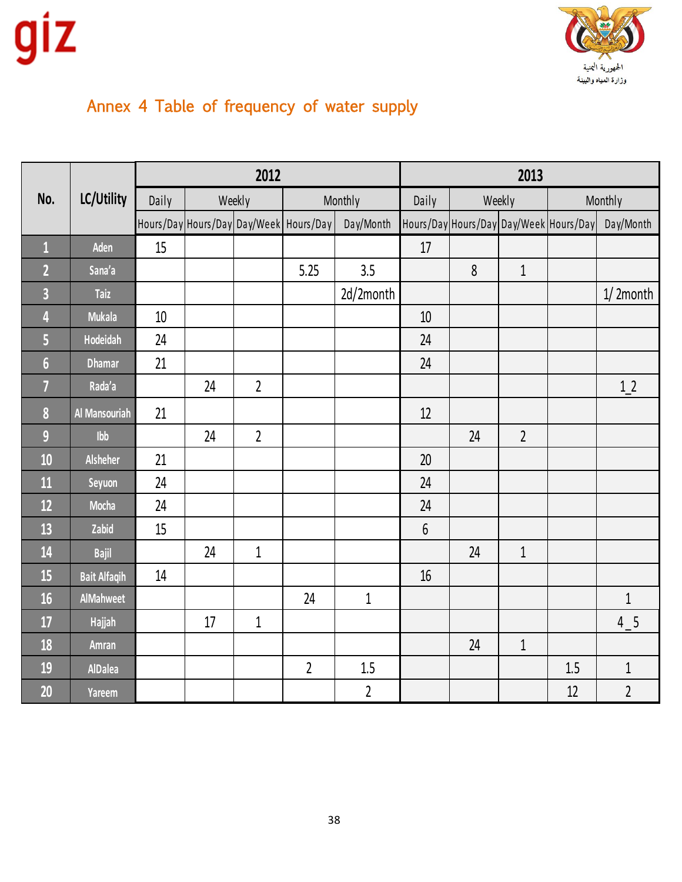## Annex 4 Table of frequency of water supply

| No. | LC/Utility | 2012 | | | | | 2013 | | | | |
|---|---|---|---|---|---|---|---|---|---|---|---|
| | | Daily | Weekly | | Monthly | | Daily | Weekly | | Monthly | |
| | | Hours/Day | Hours/Day | Day/Week | Hours/Day | Day/Month | Hours/Day | Hours/Day | Day/Week | Hours/Day | Day/Month |
| 1 | Aden | 15 | | | | | 17 | | | | |
| 2 | Sana'a | | | | 5.25 | 3.5 | | 8 | 1 | | |
| 3 | Taiz | | | | | 2d/2month | | | | | 1/ 2month |
| 4 | Mukala | 10 | | | | | 10 | | | | |
| 5 | Hodeidah | 24 | | | | | 24 | | | | |
| 6 | Dhamar | 21 | | | | | 24 | | | | |
| 7 | Rada'a | | 24 | 2 | | | | | | | 1_2 |
| 8 | Al Mansouriah | 21 | | | | | 12 | | | | |
| 9 | Ibb | | 24 | 2 | | | | 24 | 2 | | |
| 10 | Alsheher | 21 | | | | | 20 | | | | |
| 11 | Seyuon | 24 | | | | | 24 | | | | |
| 12 | Mocha | 24 | | | | | 24 | | | | |
| 13 | Zabid | 15 | | | | | 6 | | | | |
| 14 | Bajil | | 24 | 1 | | | | 24 | 1 | | |
| 15 | Bait Alfaqih | 14 | | | | | 16 | | | | |
| 16 | AlMahweet | | | | 24 | 1 | | | | | 1 |
| 17 | Hajjah | | 17 | 1 | | | | | | | 4_5 |
| 18 | Amran | | | | | | | 24 | 1 | | |
| 19 | AlDalea | | | | 2 | 1.5 | | | | 1.5 | 1 |
| 20 | Yareem | | | | | 2 | | | | 12 | 2 |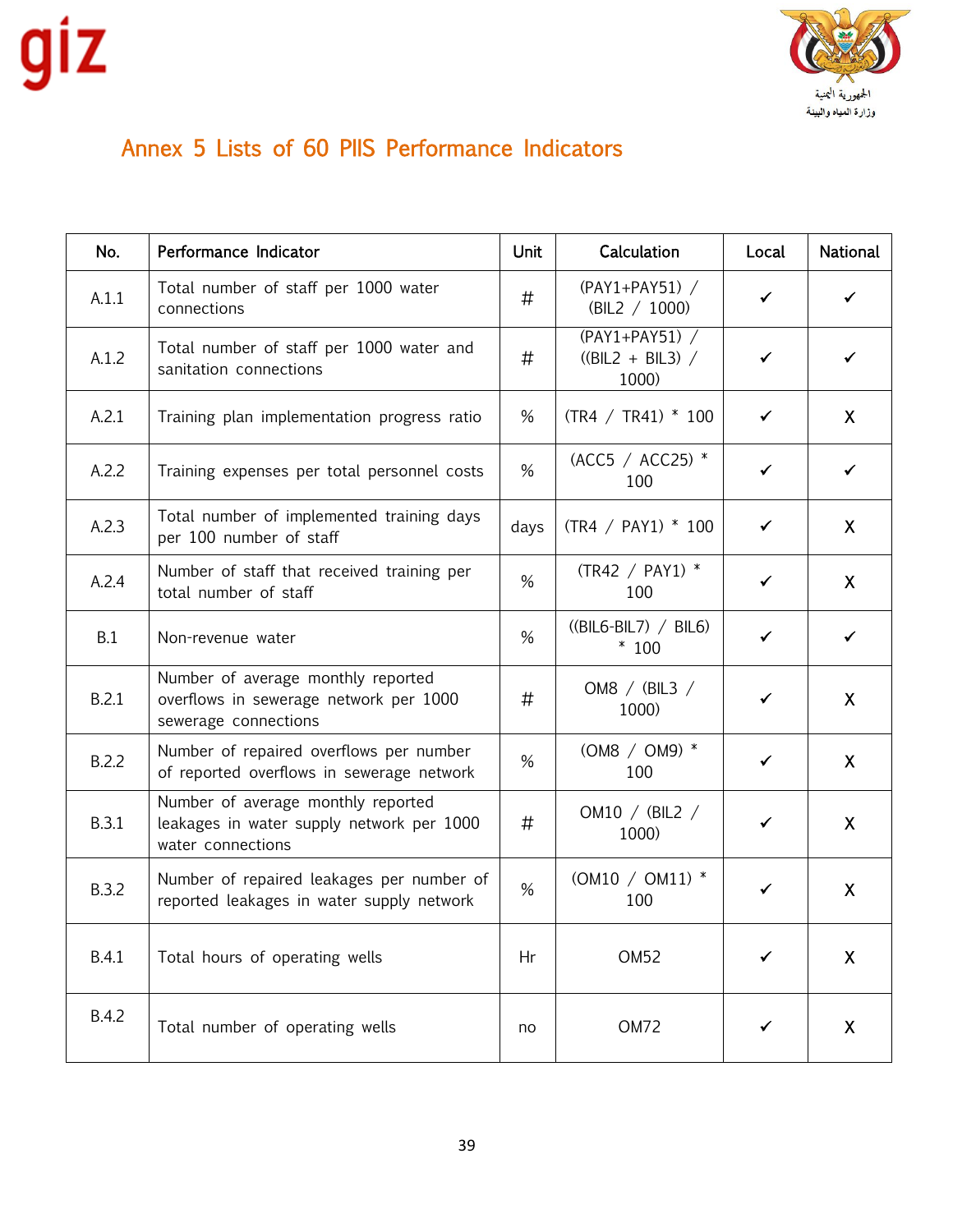## Annex 5 Lists of 60 PIIS Performance Indicators

| No. | Performance Indicator | Unit | Calculation | Local | National |
|---|---|---|---|---|---|
| A.1.1 | Total number of staff per 1000 water connections | # | (PAY1+PAY51) / (BIL2 / 1000) | ✓ | ✓ |
| A.1.2 | Total number of staff per 1000 water and sanitation connections | # | (PAY1+PAY51) / ((BIL2 + BIL3) / 1000) | ✓ | ✓ |
| A.2.1 | Training plan implementation progress ratio | % | (TR4 / TR41) * 100 | ✓ | X |
| A.2.2 | Training expenses per total personnel costs | % | (ACC5 / ACC25) * 100 | ✓ | ✓ |
| A.2.3 | Total number of implemented training days per 100 number of staff | days | (TR4 / PAY1) * 100 | ✓ | X |
| A.2.4 | Number of staff that received training per total number of staff | % | (TR42 / PAY1) * 100 | ✓ | X |
| B.1 | Non-revenue water | % | ((BIL6-BIL7) / BIL6) * 100 | ✓ | ✓ |
| B.2.1 | Number of average monthly reported overflows in sewerage network per 1000 sewerage connections | # | OM8 / (BIL3 / 1000) | ✓ | X |
| B.2.2 | Number of repaired overflows per number of reported overflows in sewerage network | % | (OM8 / OM9) * 100 | ✓ | X |
| B.3.1 | Number of average monthly reported leakages in water supply network per 1000 water connections | # | OM10 / (BIL2 / 1000) | ✓ | X |
| B.3.2 | Number of repaired leakages per number of reported leakages in water supply network | % | (OM10 / OM11) * 100 | ✓ | X |
| B.4.1 | Total hours of operating wells | Hr | OM52 | ✓ | X |
| B.4.2 | Total number of operating wells | no | OM72 | ✓ | X |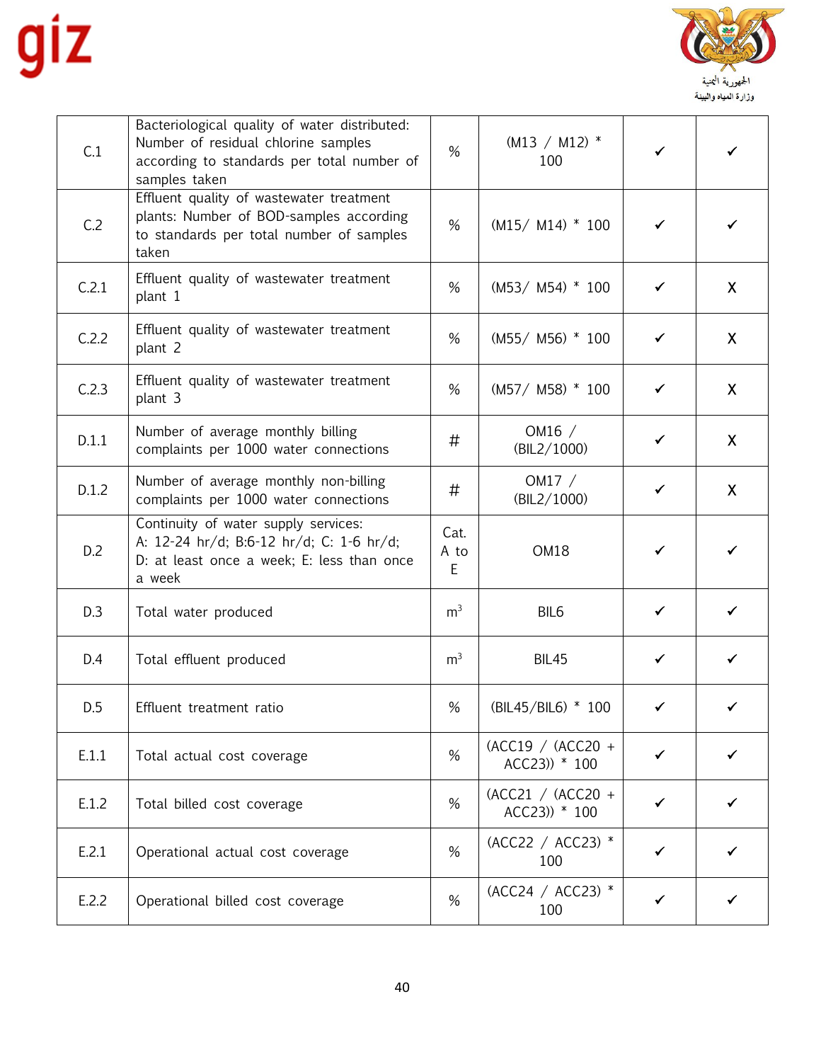| C.1 | Bacteriological quality of water distributed: Number of residual chlorine samples according to standards per total number of samples taken | % | (M13 / M12) * 100 | ✓ | ✓ |
|---|---|---|---|---|---|
| C.2 | Effluent quality of wastewater treatment plants: Number of BOD-samples according to standards per total number of samples taken | % | (M15/ M14) * 100 | ✓ | ✓ |
| C.2.1 | Effluent quality of wastewater treatment plant 1 | % | (M53/ M54) * 100 | ✓ | X |
| C.2.2 | Effluent quality of wastewater treatment plant 2 | % | (M55/ M56) * 100 | ✓ | X |
| C.2.3 | Effluent quality of wastewater treatment plant 3 | % | (M57/ M58) * 100 | ✓ | X |
| D.1.1 | Number of average monthly billing complaints per 1000 water connections | # | OM16 / (BIL2/1000) | ✓ | X |
| D.1.2 | Number of average monthly non-billing complaints per 1000 water connections | # | OM17 / (BIL2/1000) | ✓ | X |
| D.2 | Continuity of water supply services: A: 12-24 hr/d; B:6-12 hr/d; C: 1-6 hr/d; D: at least once a week; E: less than once a week | Cat. A to E | OM18 | ✓ | ✓ |
| D.3 | Total water produced | $m^3$ | BIL6 | ✓ | ✓ |
| D.4 | Total effluent produced | $m^3$ | BIL45 | ✓ | ✓ |
| D.5 | Effluent treatment ratio | % | (BIL45/BIL6) * 100 | ✓ | ✓ |
| E.1.1 | Total actual cost coverage | % | (ACC19 / (ACC20 + ACC23)) * 100 | ✓ | ✓ |
| E.1.2 | Total billed cost coverage | % | (ACC21 / (ACC20 + ACC23)) * 100 | ✓ | ✓ |
| E.2.1 | Operational actual cost coverage | % | (ACC22 / ACC23) * 100 | ✓ | ✓ |
| E.2.2 | Operational billed cost coverage | % | (ACC24 / ACC23) * 100 | ✓ | ✓ |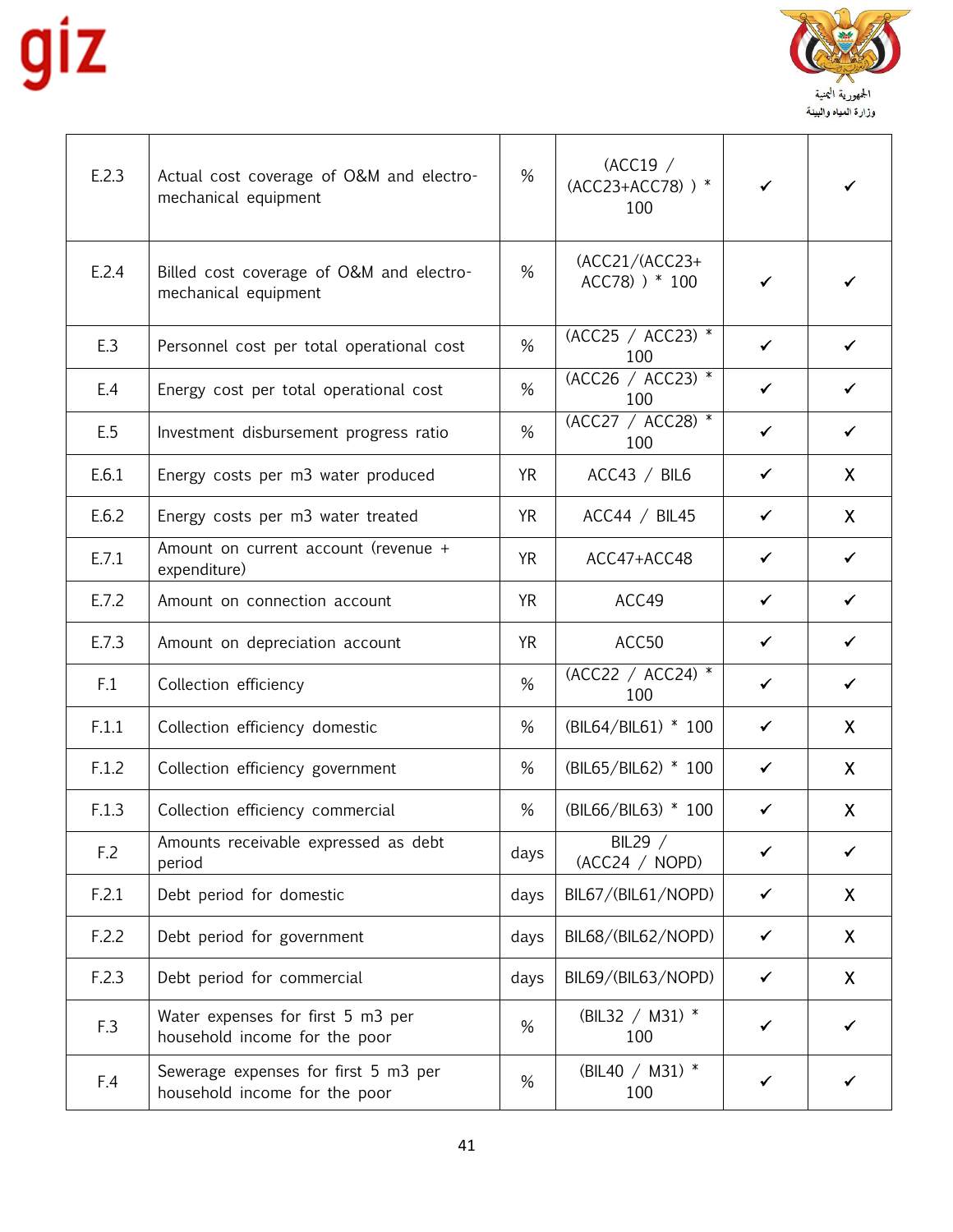| E.2.3 | Actual cost coverage of O&M and electro-mechanical equipment | % | (ACC19 / (ACC23+ACC78) ) * 100 | ✓ | ✓ |
|---|---|---|---|---|---|
| E.2.4 | Billed cost coverage of O&M and electro-mechanical equipment | % | (ACC21/(ACC23+ ACC78) ) * 100 | ✓ | ✓ |
| E.3 | Personnel cost per total operational cost | % | (ACC25 / ACC23) * 100 | ✓ | ✓ |
| E.4 | Energy cost per total operational cost | % | (ACC26 / ACC23) * 100 | ✓ | ✓ |
| E.5 | Investment disbursement progress ratio | % | (ACC27 / ACC28) * 100 | ✓ | ✓ |
| E.6.1 | Energy costs per m3 water produced | YR | ACC43 / BIL6 | ✓ | X |
| E.6.2 | Energy costs per m3 water treated | YR | ACC44 / BIL45 | ✓ | X |
| E.7.1 | Amount on current account (revenue + expenditure) | YR | ACC47+ACC48 | ✓ | ✓ |
| E.7.2 | Amount on connection account | YR | ACC49 | ✓ | ✓ |
| E.7.3 | Amount on depreciation account | YR | ACC50 | ✓ | ✓ |
| F.1 | Collection efficiency | % | (ACC22 / ACC24) * 100 | ✓ | ✓ |
| F.1.1 | Collection efficiency domestic | % | (BIL64/BIL61) * 100 | ✓ | X |
| F.1.2 | Collection efficiency government | % | (BIL65/BIL62) * 100 | ✓ | X |
| F.1.3 | Collection efficiency commercial | % | (BIL66/BIL63) * 100 | ✓ | X |
| F.2 | Amounts receivable expressed as debt period | days | BIL29 / (ACC24 / NOPD) | ✓ | ✓ |
| F.2.1 | Debt period for domestic | days | BIL67/(BIL61/NOPD) | ✓ | X |
| F.2.2 | Debt period for government | days | BIL68/(BIL62/NOPD) | ✓ | X |
| F.2.3 | Debt period for commercial | days | BIL69/(BIL63/NOPD) | ✓ | X |
| F.3 | Water expenses for first 5 m3 per household income for the poor | % | (BIL32 / M31) * 100 | ✓ | ✓ |
| F.4 | Sewerage expenses for first 5 m3 per household income for the poor | % | (BIL40 / M31) * 100 | ✓ | ✓ |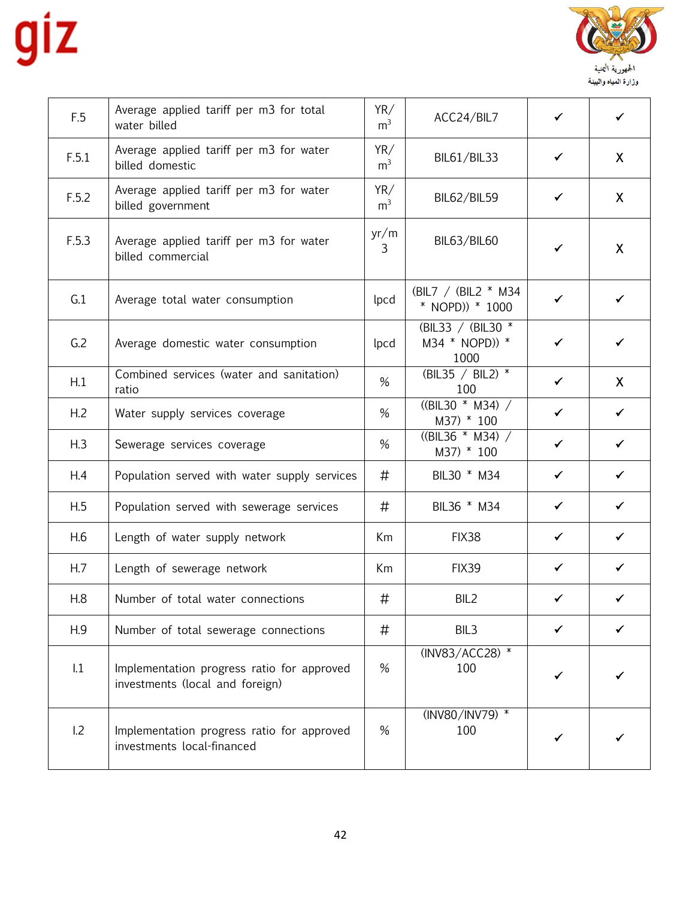| | | | | | |
|---|---|---|---|---|---|
| F.5 | Average applied tariff per m3 for total water billed | YR/ $m^3$ | ACC24/BIL7 | ✓ | ✓ |
| F.5.1 | Average applied tariff per m3 for water billed domestic | YR/ $m^3$ | BIL61/BIL33 | ✓ | X |
| F.5.2 | Average applied tariff per m3 for water billed government | YR/ $m^3$ | BIL62/BIL59 | ✓ | X |
| F.5.3 | Average applied tariff per m3 for water billed commercial | yr/m 3 | BIL63/BIL60 | ✓ | X |
| G.1 | Average total water consumption | lpcd | (BIL7 / (BIL2 * M34 * NOPD)) * 1000 | ✓ | ✓ |
| G.2 | Average domestic water consumption | lpcd | (BIL33 / (BIL30 * M34 * NOPD)) * 1000 | ✓ | ✓ |
| H.1 | Combined services (water and sanitation) ratio | % | (BIL35 / BIL2) * 100 | ✓ | X |
| H.2 | Water supply services coverage | % | ((BIL30 * M34) / M37) * 100 | ✓ | ✓ |
| H.3 | Sewerage services coverage | % | ((BIL36 * M34) / M37) * 100 | ✓ | ✓ |
| H.4 | Population served with water supply services | # | BIL30 * M34 | ✓ | ✓ |
| H.5 | Population served with sewerage services | # | BIL36 * M34 | ✓ | ✓ |
| H.6 | Length of water supply network | Km | FIX38 | ✓ | ✓ |
| H.7 | Length of sewerage network | Km | FIX39 | ✓ | ✓ |
| H.8 | Number of total water connections | # | BIL2 | ✓ | ✓ |
| H.9 | Number of total sewerage connections | # | BIL3 | ✓ | ✓ |
| I.1 | Implementation progress ratio for approved investments (local and foreign) | % | (INV83/ACC28) * 100 | ✓ | ✓ |
| I.2 | Implementation progress ratio for approved investments local-financed | % | (INV80/INV79) * 100 | ✓ | ✓ |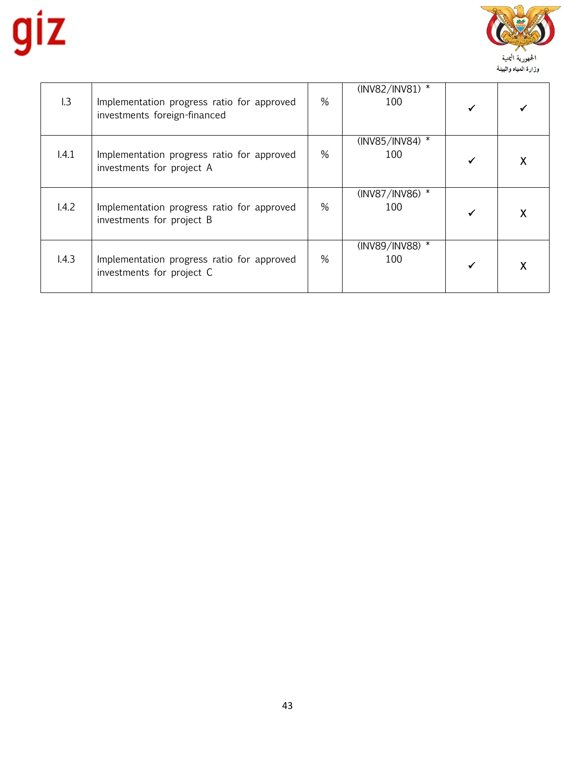| | | | | | |
|---|---|---|---|---|---|
| I.3 | Implementation progress ratio for approved investments foreign-financed | % | (INV82/INV81) * 100 | ✓ | ✓ |
| I.4.1 | Implementation progress ratio for approved investments for project A | % | (INV85/INV84) * 100 | ✓ | X |
| I.4.2 | Implementation progress ratio for approved investments for project B | % | (INV87/INV86) * 100 | ✓ | X |
| I.4.3 | Implementation progress ratio for approved investments for project C | % | (INV89/INV88) * 100 | ✓ | X |